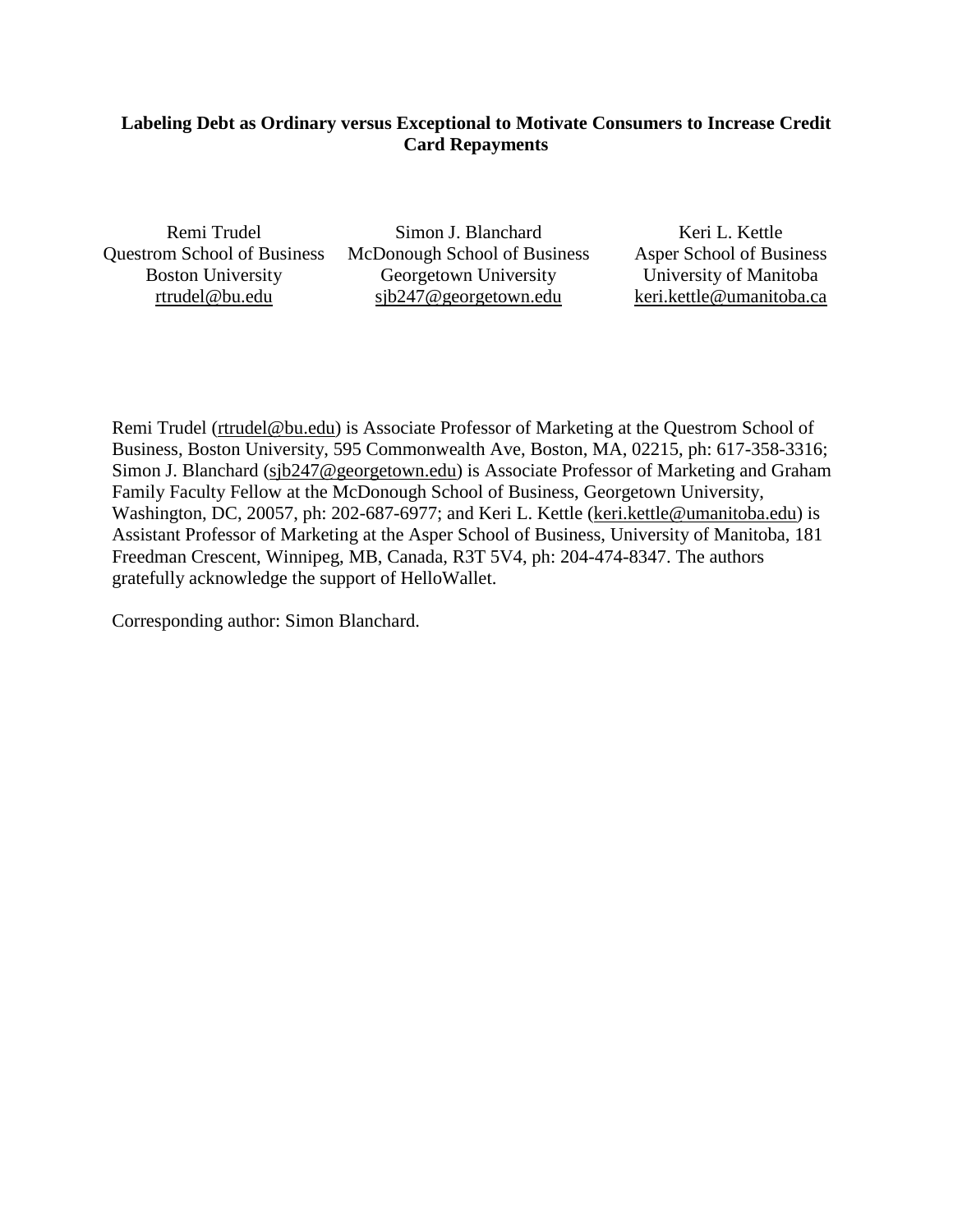**Labeling Debt as Ordinary versus Exceptional to Motivate Consumers to Increase Credit Card Repayments**

Remi Trudel
Questrom School of Business
Boston University
rtrudel@bu.edu

Simon J. Blanchard
McDonough School of Business
Georgetown University
sjb247@georgetown.edu

Keri L. Kettle
Asper School of Business
University of Manitoba
keri.kettle@umanitoba.ca

Remi Trudel (rtrudel@bu.edu) is Associate Professor of Marketing at the Questrom School of Business, Boston University, 595 Commonwealth Ave, Boston, MA, 02215, ph: 617-358-3316; Simon J. Blanchard (sjb247@georgetown.edu) is Associate Professor of Marketing and Graham Family Faculty Fellow at the McDonough School of Business, Georgetown University, Washington, DC, 20057, ph: 202-687-6977; and Keri L. Kettle (keri.kettle@umanitoba.edu) is Assistant Professor of Marketing at the Asper School of Business, University of Manitoba, 181 Freedman Crescent, Winnipeg, MB, Canada, R3T 5V4, ph: 204-474-8347. The authors gratefully acknowledge the support of HelloWallet.

Corresponding author: Simon Blanchard.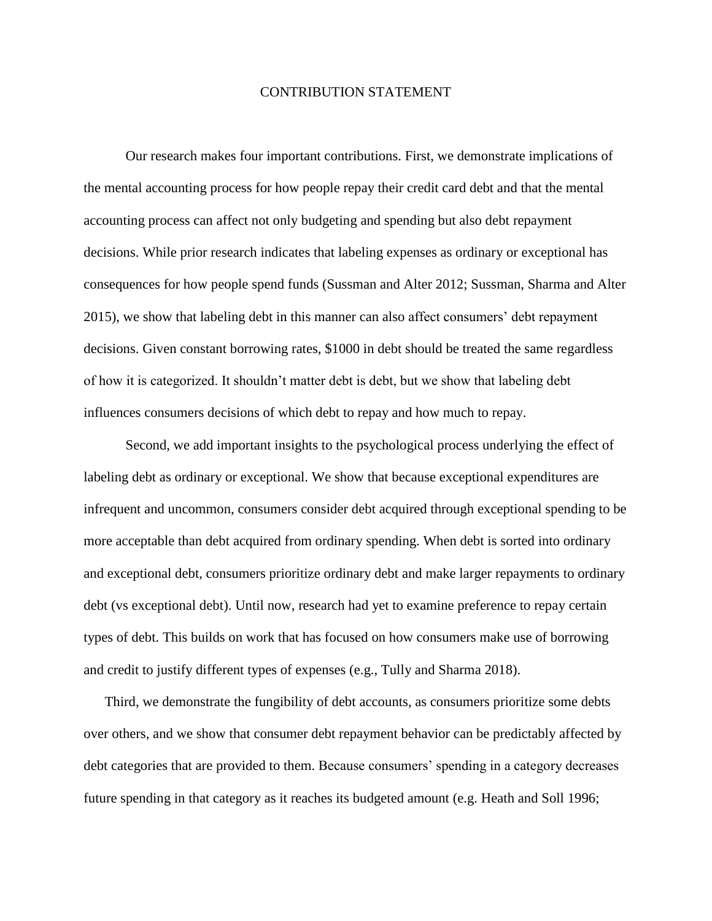# CONTRIBUTION STATEMENT

Our research makes four important contributions. First, we demonstrate implications of the mental accounting process for how people repay their credit card debt and that the mental accounting process can affect not only budgeting and spending but also debt repayment decisions. While prior research indicates that labeling expenses as ordinary or exceptional has consequences for how people spend funds (Sussman and Alter 2012; Sussman, Sharma and Alter 2015), we show that labeling debt in this manner can also affect consumers' debt repayment decisions. Given constant borrowing rates, $1000 in debt should be treated the same regardless of how it is categorized. It shouldn't matter debt is debt, but we show that labeling debt influences consumers decisions of which debt to repay and how much to repay.

Second, we add important insights to the psychological process underlying the effect of labeling debt as ordinary or exceptional. We show that because exceptional expenditures are infrequent and uncommon, consumers consider debt acquired through exceptional spending to be more acceptable than debt acquired from ordinary spending. When debt is sorted into ordinary and exceptional debt, consumers prioritize ordinary debt and make larger repayments to ordinary debt (vs exceptional debt). Until now, research had yet to examine preference to repay certain types of debt. This builds on work that has focused on how consumers make use of borrowing and credit to justify different types of expenses (e.g., Tully and Sharma 2018).

Third, we demonstrate the fungibility of debt accounts, as consumers prioritize some debts over others, and we show that consumer debt repayment behavior can be predictably affected by debt categories that are provided to them. Because consumers' spending in a category decreases future spending in that category as it reaches its budgeted amount (e.g. Heath and Soll 1996;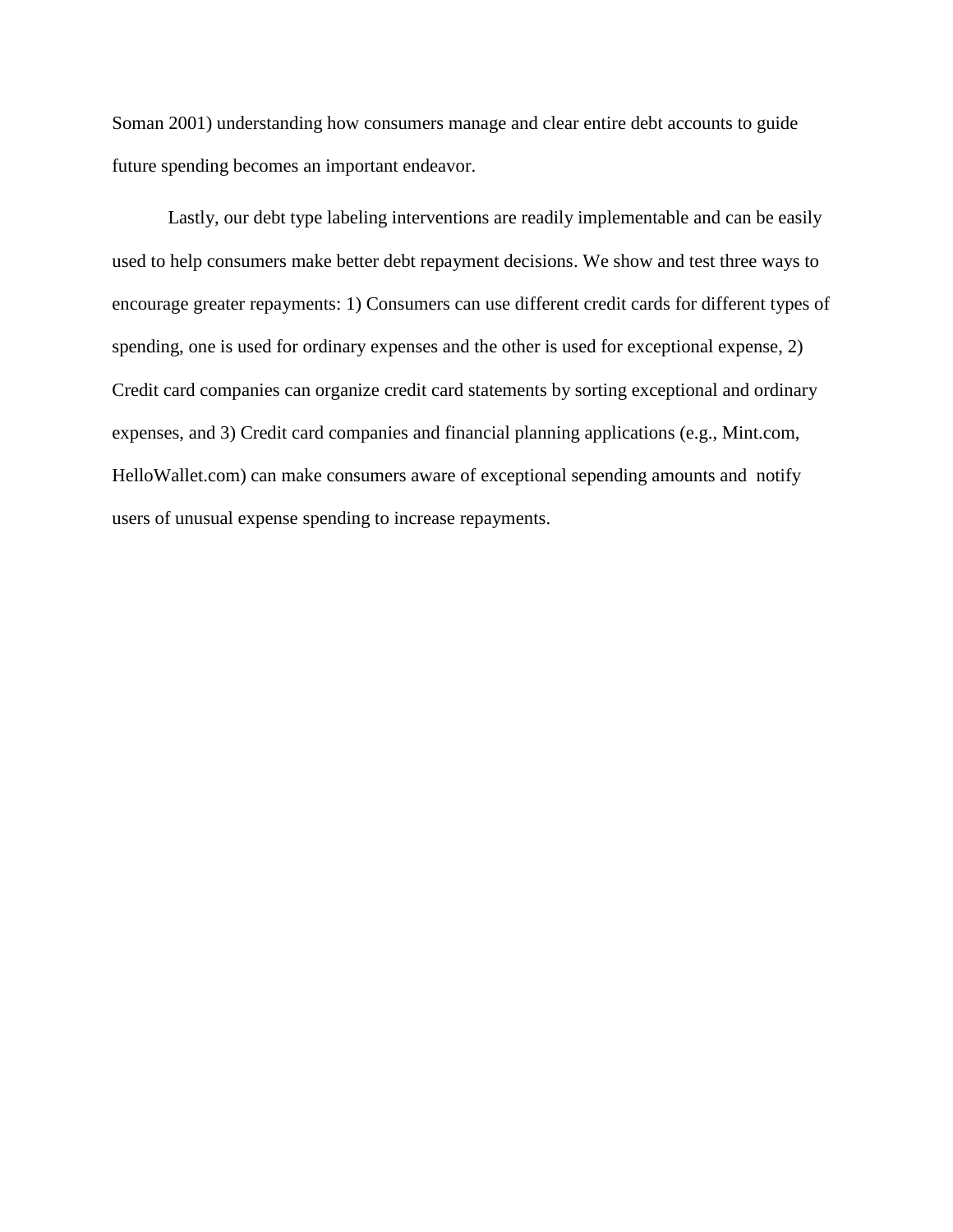Soman 2001) understanding how consumers manage and clear entire debt accounts to guide future spending becomes an important endeavor.

Lastly, our debt type labeling interventions are readily implementable and can be easily used to help consumers make better debt repayment decisions. We show and test three ways to encourage greater repayments: 1) Consumers can use different credit cards for different types of spending, one is used for ordinary expenses and the other is used for exceptional expense, 2) Credit card companies can organize credit card statements by sorting exceptional and ordinary expenses, and 3) Credit card companies and financial planning applications (e.g., Mint.com, HelloWallet.com) can make consumers aware of exceptional sepending amounts and notify users of unusual expense spending to increase repayments.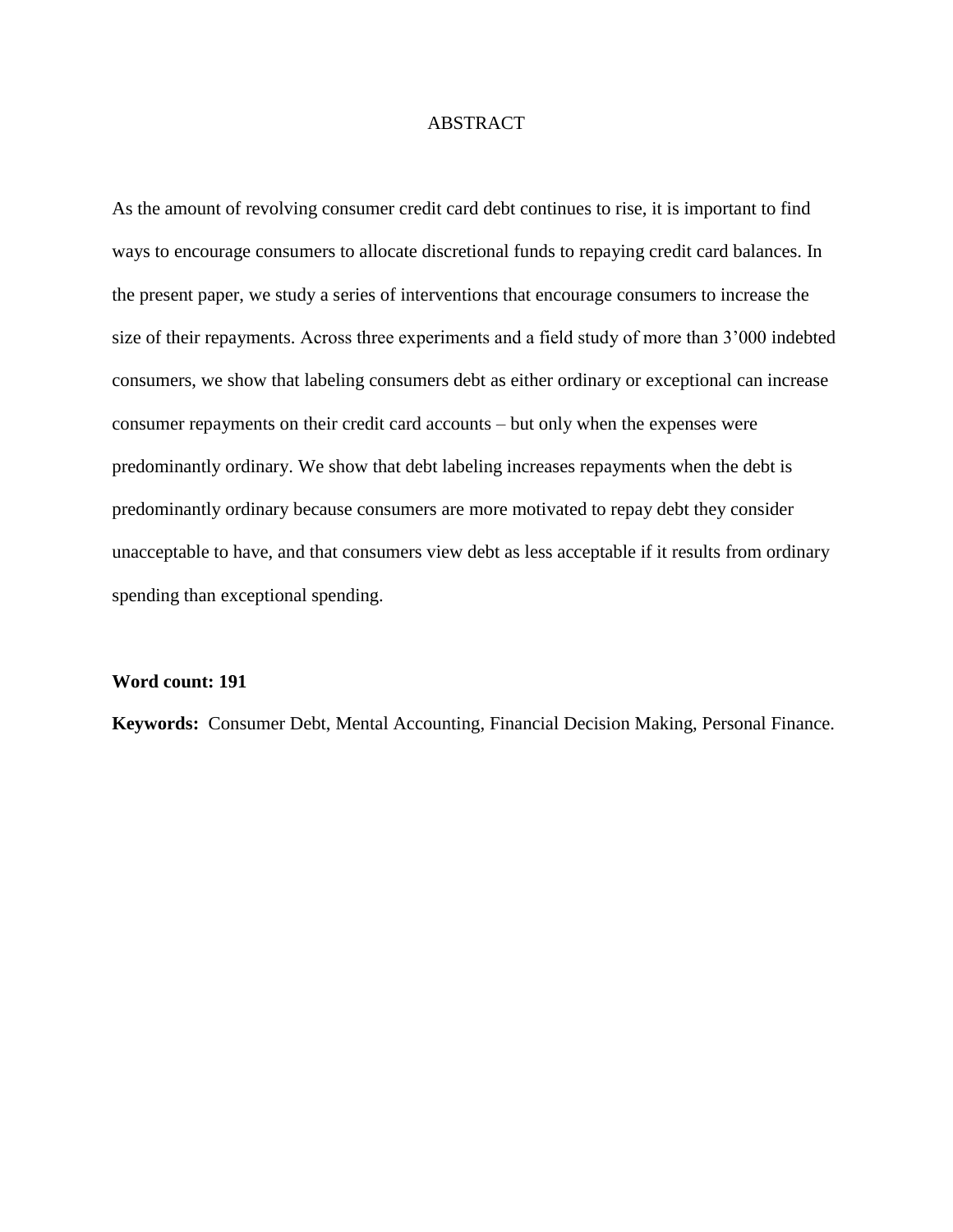# ABSTRACT

As the amount of revolving consumer credit card debt continues to rise, it is important to find ways to encourage consumers to allocate discretional funds to repaying credit card balances. In the present paper, we study a series of interventions that encourage consumers to increase the size of their repayments. Across three experiments and a field study of more than 3’000 indebted consumers, we show that labeling consumers debt as either ordinary or exceptional can increase consumer repayments on their credit card accounts – but only when the expenses were predominantly ordinary. We show that debt labeling increases repayments when the debt is predominantly ordinary because consumers are more motivated to repay debt they consider unacceptable to have, and that consumers view debt as less acceptable if it results from ordinary spending than exceptional spending.

**Word count: 191**

**Keywords:** Consumer Debt, Mental Accounting, Financial Decision Making, Personal Finance.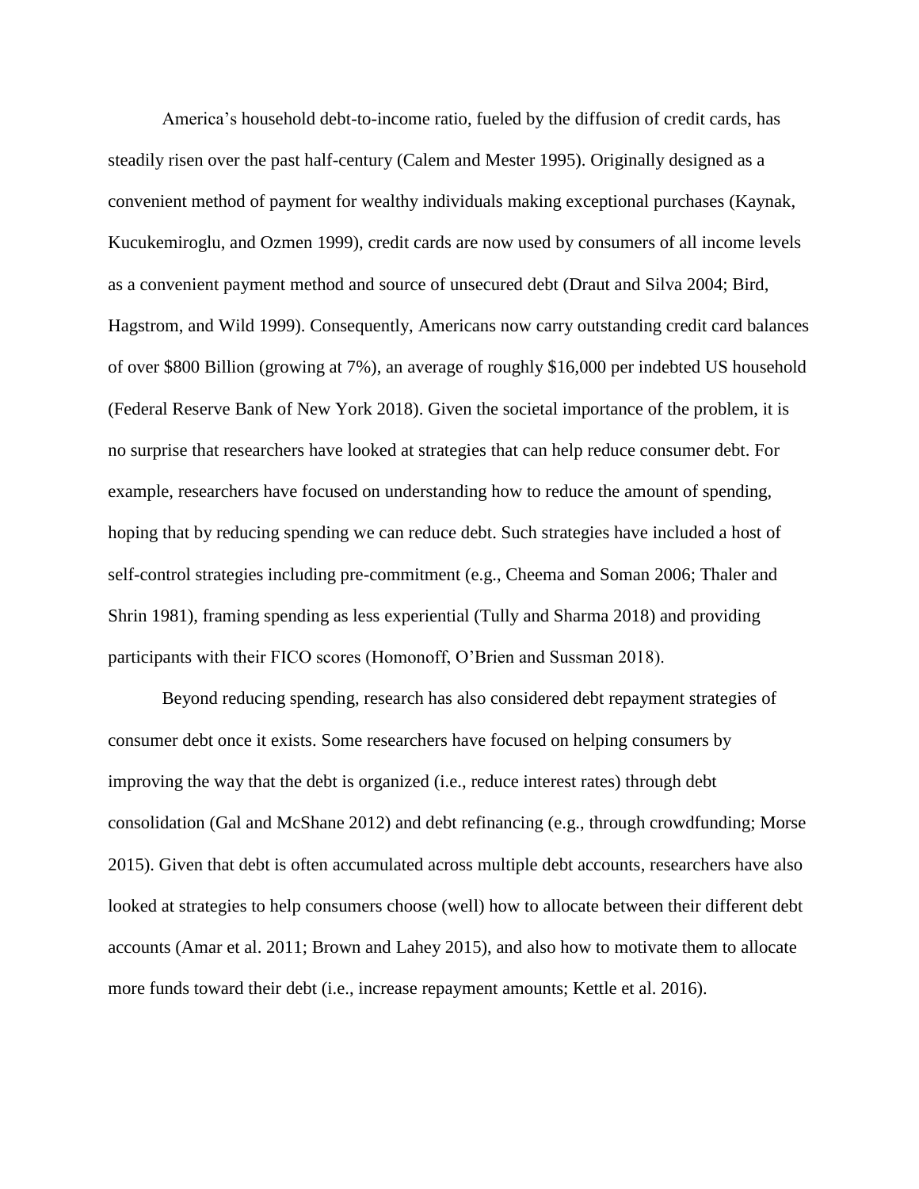America's household debt-to-income ratio, fueled by the diffusion of credit cards, has steadily risen over the past half-century (Calem and Mester 1995). Originally designed as a convenient method of payment for wealthy individuals making exceptional purchases (Kaynak, Kucukemiroglu, and Ozmen 1999), credit cards are now used by consumers of all income levels as a convenient payment method and source of unsecured debt (Draut and Silva 2004; Bird, Hagstrom, and Wild 1999). Consequently, Americans now carry outstanding credit card balances of over \$800 Billion (growing at 7%), an average of roughly \$16,000 per indebted US household (Federal Reserve Bank of New York 2018). Given the societal importance of the problem, it is no surprise that researchers have looked at strategies that can help reduce consumer debt. For example, researchers have focused on understanding how to reduce the amount of spending, hoping that by reducing spending we can reduce debt. Such strategies have included a host of self-control strategies including pre-commitment (e.g., Cheema and Soman 2006; Thaler and Shrin 1981), framing spending as less experiential (Tully and Sharma 2018) and providing participants with their FICO scores (Homonoff, O'Brien and Sussman 2018).

Beyond reducing spending, research has also considered debt repayment strategies of consumer debt once it exists. Some researchers have focused on helping consumers by improving the way that the debt is organized (i.e., reduce interest rates) through debt consolidation (Gal and McShane 2012) and debt refinancing (e.g., through crowdfunding; Morse 2015). Given that debt is often accumulated across multiple debt accounts, researchers have also looked at strategies to help consumers choose (well) how to allocate between their different debt accounts (Amar et al. 2011; Brown and Lahey 2015), and also how to motivate them to allocate more funds toward their debt (i.e., increase repayment amounts; Kettle et al. 2016).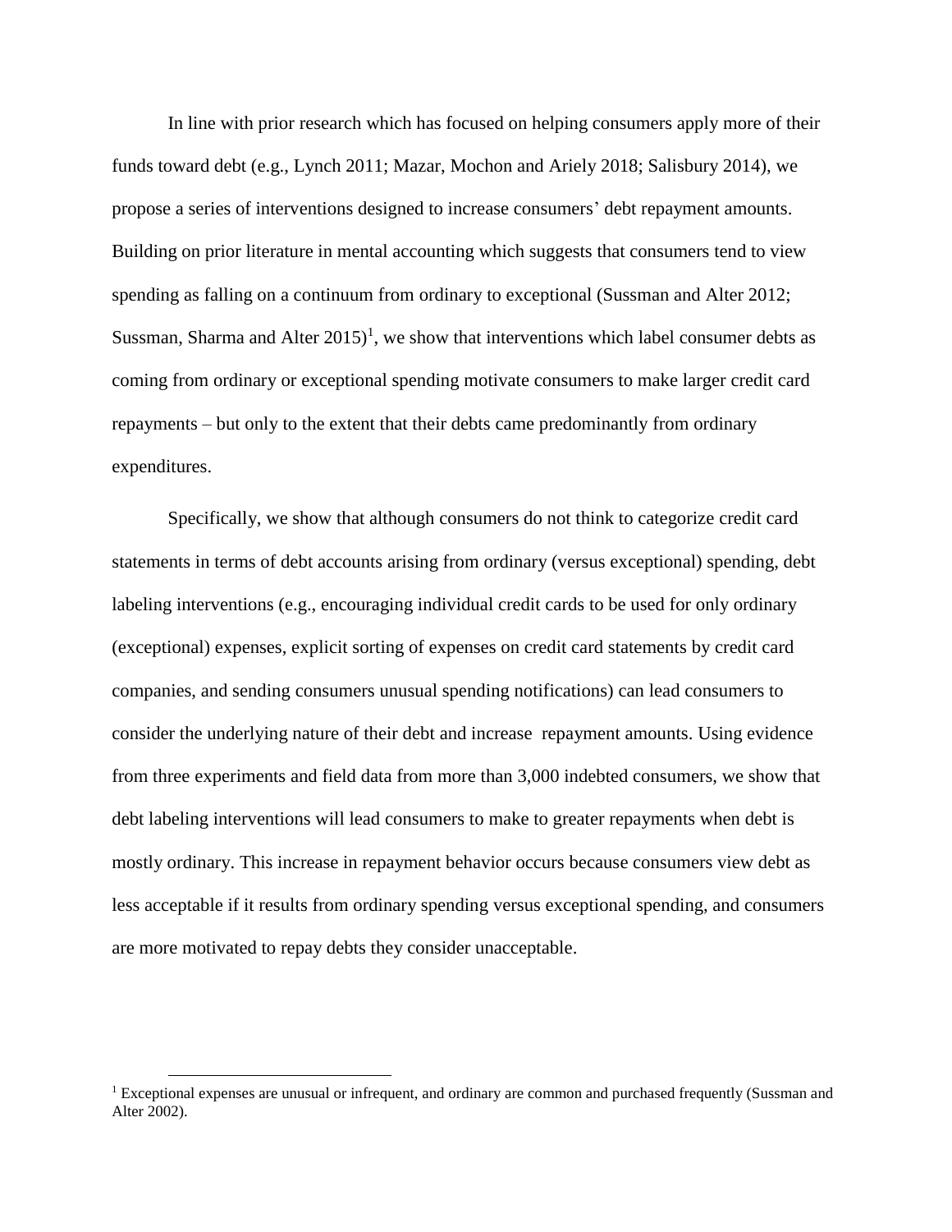In line with prior research which has focused on helping consumers apply more of their funds toward debt (e.g., Lynch 2011; Mazar, Mochon and Ariely 2018; Salisbury 2014), we propose a series of interventions designed to increase consumers' debt repayment amounts. Building on prior literature in mental accounting which suggests that consumers tend to view spending as falling on a continuum from ordinary to exceptional (Sussman and Alter 2012; Sussman, Sharma and Alter 2015)[1], we show that interventions which label consumer debts as coming from ordinary or exceptional spending motivate consumers to make larger credit card repayments – but only to the extent that their debts came predominantly from ordinary expenditures.

Specifically, we show that although consumers do not think to categorize credit card statements in terms of debt accounts arising from ordinary (versus exceptional) spending, debt labeling interventions (e.g., encouraging individual credit cards to be used for only ordinary (exceptional) expenses, explicit sorting of expenses on credit card statements by credit card companies, and sending consumers unusual spending notifications) can lead consumers to consider the underlying nature of their debt and increase repayment amounts. Using evidence from three experiments and field data from more than 3,000 indebted consumers, we show that debt labeling interventions will lead consumers to make to greater repayments when debt is mostly ordinary. This increase in repayment behavior occurs because consumers view debt as less acceptable if it results from ordinary spending versus exceptional spending, and consumers are more motivated to repay debts they consider unacceptable.

[1] Exceptional expenses are unusual or infrequent, and ordinary are common and purchased frequently (Sussman and Alter 2002).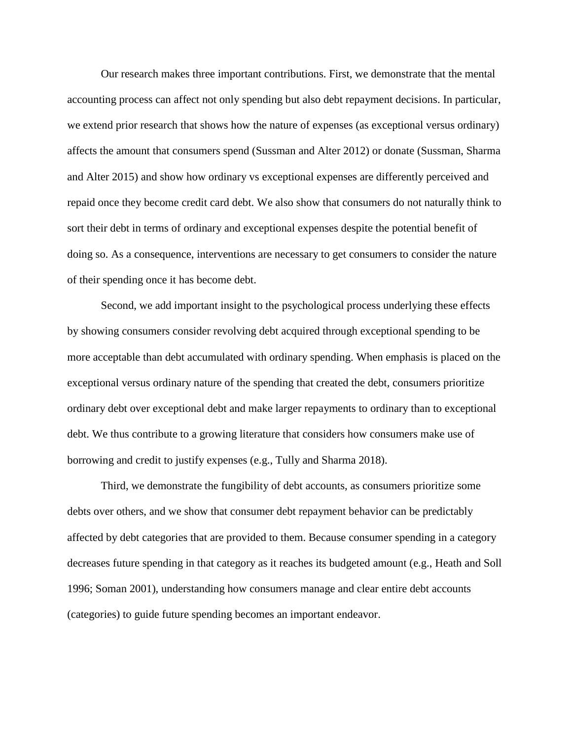Our research makes three important contributions. First, we demonstrate that the mental accounting process can affect not only spending but also debt repayment decisions. In particular, we extend prior research that shows how the nature of expenses (as exceptional versus ordinary) affects the amount that consumers spend (Sussman and Alter 2012) or donate (Sussman, Sharma and Alter 2015) and show how ordinary vs exceptional expenses are differently perceived and repaid once they become credit card debt. We also show that consumers do not naturally think to sort their debt in terms of ordinary and exceptional expenses despite the potential benefit of doing so. As a consequence, interventions are necessary to get consumers to consider the nature of their spending once it has become debt.

Second, we add important insight to the psychological process underlying these effects by showing consumers consider revolving debt acquired through exceptional spending to be more acceptable than debt accumulated with ordinary spending. When emphasis is placed on the exceptional versus ordinary nature of the spending that created the debt, consumers prioritize ordinary debt over exceptional debt and make larger repayments to ordinary than to exceptional debt. We thus contribute to a growing literature that considers how consumers make use of borrowing and credit to justify expenses (e.g., Tully and Sharma 2018).

Third, we demonstrate the fungibility of debt accounts, as consumers prioritize some debts over others, and we show that consumer debt repayment behavior can be predictably affected by debt categories that are provided to them. Because consumer spending in a category decreases future spending in that category as it reaches its budgeted amount (e.g., Heath and Soll 1996; Soman 2001), understanding how consumers manage and clear entire debt accounts (categories) to guide future spending becomes an important endeavor.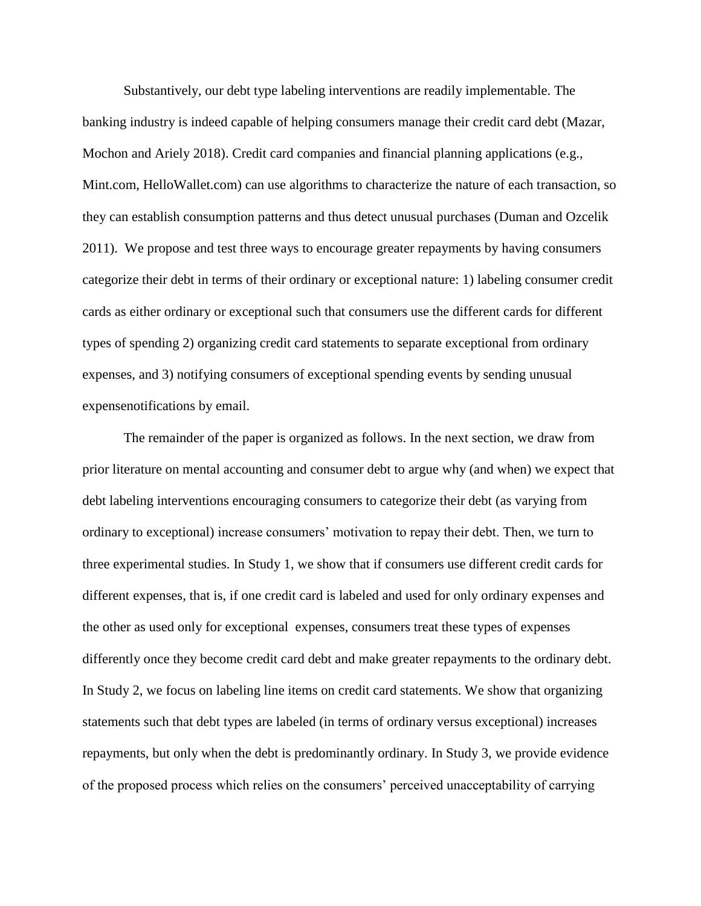Substantively, our debt type labeling interventions are readily implementable. The banking industry is indeed capable of helping consumers manage their credit card debt (Mazar, Mochon and Ariely 2018). Credit card companies and financial planning applications (e.g., Mint.com, HelloWallet.com) can use algorithms to characterize the nature of each transaction, so they can establish consumption patterns and thus detect unusual purchases (Duman and Ozcelik 2011). We propose and test three ways to encourage greater repayments by having consumers categorize their debt in terms of their ordinary or exceptional nature: 1) labeling consumer credit cards as either ordinary or exceptional such that consumers use the different cards for different types of spending 2) organizing credit card statements to separate exceptional from ordinary expenses, and 3) notifying consumers of exceptional spending events by sending unusual expensenotifications by email.

The remainder of the paper is organized as follows. In the next section, we draw from prior literature on mental accounting and consumer debt to argue why (and when) we expect that debt labeling interventions encouraging consumers to categorize their debt (as varying from ordinary to exceptional) increase consumers' motivation to repay their debt. Then, we turn to three experimental studies. In Study 1, we show that if consumers use different credit cards for different expenses, that is, if one credit card is labeled and used for only ordinary expenses and the other as used only for exceptional expenses, consumers treat these types of expenses differently once they become credit card debt and make greater repayments to the ordinary debt. In Study 2, we focus on labeling line items on credit card statements. We show that organizing statements such that debt types are labeled (in terms of ordinary versus exceptional) increases repayments, but only when the debt is predominantly ordinary. In Study 3, we provide evidence of the proposed process which relies on the consumers' perceived unacceptability of carrying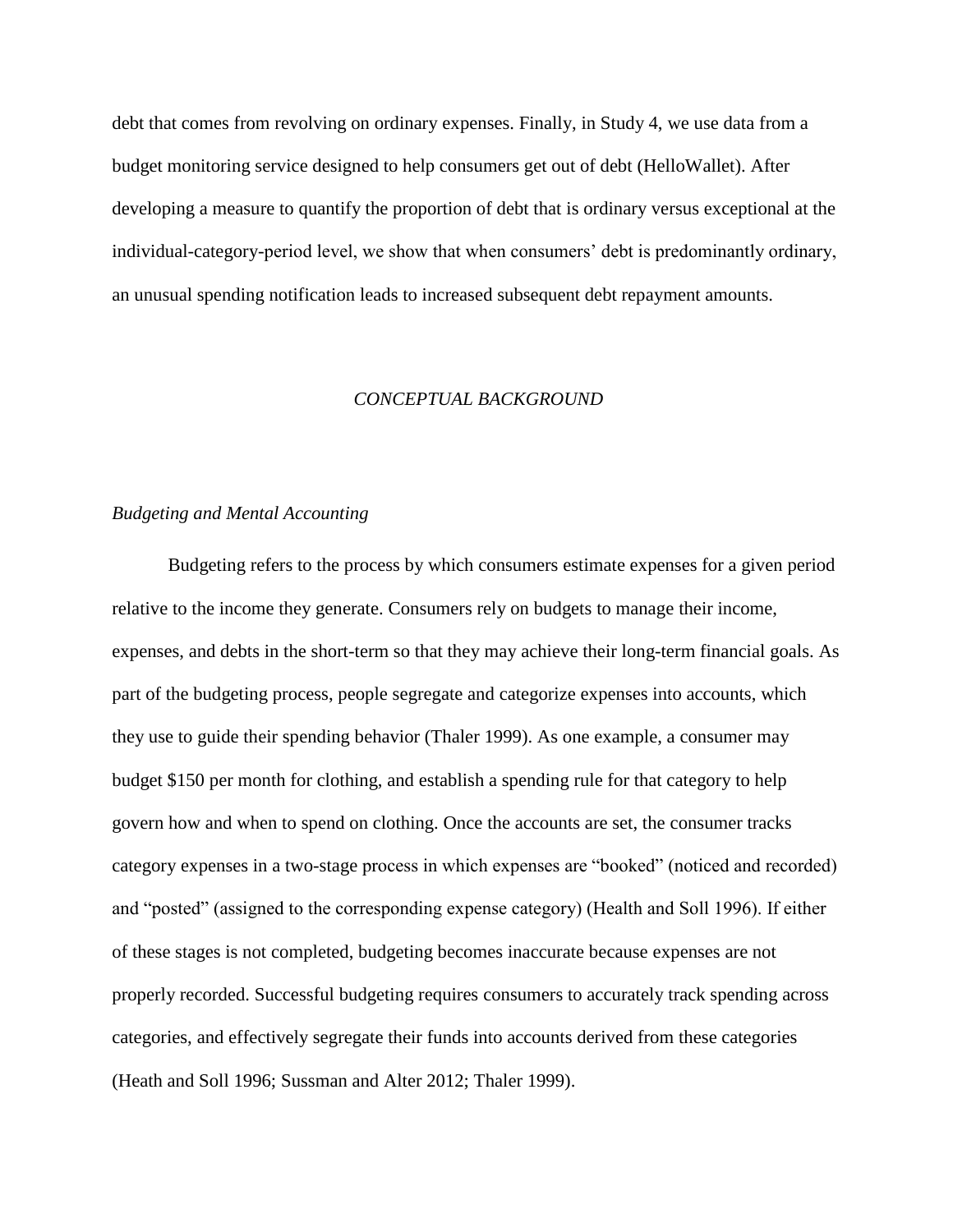debt that comes from revolving on ordinary expenses. Finally, in Study 4, we use data from a budget monitoring service designed to help consumers get out of debt (HelloWallet). After developing a measure to quantify the proportion of debt that is ordinary versus exceptional at the individual-category-period level, we show that when consumers' debt is predominantly ordinary, an unusual spending notification leads to increased subsequent debt repayment amounts.

## *CONCEPTUAL BACKGROUND*

### *Budgeting and Mental Accounting*

Budgeting refers to the process by which consumers estimate expenses for a given period relative to the income they generate. Consumers rely on budgets to manage their income, expenses, and debts in the short-term so that they may achieve their long-term financial goals. As part of the budgeting process, people segregate and categorize expenses into accounts, which they use to guide their spending behavior (Thaler 1999). As one example, a consumer may budget $150 per month for clothing, and establish a spending rule for that category to help govern how and when to spend on clothing. Once the accounts are set, the consumer tracks category expenses in a two-stage process in which expenses are "booked" (noticed and recorded) and "posted" (assigned to the corresponding expense category) (Health and Soll 1996). If either of these stages is not completed, budgeting becomes inaccurate because expenses are not properly recorded. Successful budgeting requires consumers to accurately track spending across categories, and effectively segregate their funds into accounts derived from these categories (Heath and Soll 1996; Sussman and Alter 2012; Thaler 1999).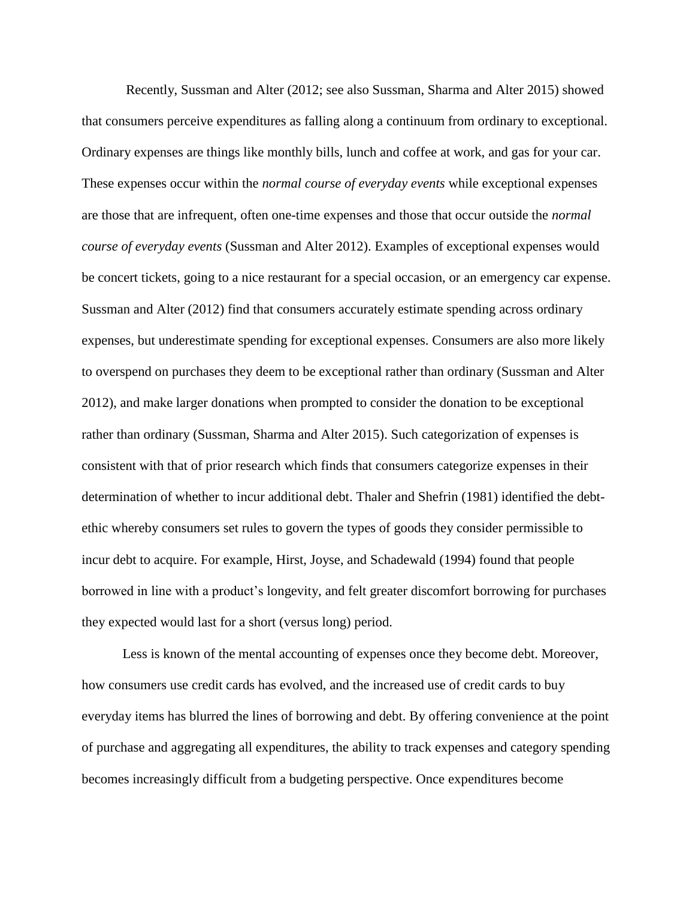Recently, Sussman and Alter (2012; see also Sussman, Sharma and Alter 2015) showed that consumers perceive expenditures as falling along a continuum from ordinary to exceptional. Ordinary expenses are things like monthly bills, lunch and coffee at work, and gas for your car. These expenses occur within the *normal course of everyday events* while exceptional expenses are those that are infrequent, often one-time expenses and those that occur outside the *normal course of everyday events* (Sussman and Alter 2012). Examples of exceptional expenses would be concert tickets, going to a nice restaurant for a special occasion, or an emergency car expense. Sussman and Alter (2012) find that consumers accurately estimate spending across ordinary expenses, but underestimate spending for exceptional expenses. Consumers are also more likely to overspend on purchases they deem to be exceptional rather than ordinary (Sussman and Alter 2012), and make larger donations when prompted to consider the donation to be exceptional rather than ordinary (Sussman, Sharma and Alter 2015). Such categorization of expenses is consistent with that of prior research which finds that consumers categorize expenses in their determination of whether to incur additional debt. Thaler and Shefrin (1981) identified the debt-ethic whereby consumers set rules to govern the types of goods they consider permissible to incur debt to acquire. For example, Hirst, Joyse, and Schadewald (1994) found that people borrowed in line with a product's longevity, and felt greater discomfort borrowing for purchases they expected would last for a short (versus long) period.

Less is known of the mental accounting of expenses once they become debt. Moreover, how consumers use credit cards has evolved, and the increased use of credit cards to buy everyday items has blurred the lines of borrowing and debt. By offering convenience at the point of purchase and aggregating all expenditures, the ability to track expenses and category spending becomes increasingly difficult from a budgeting perspective. Once expenditures become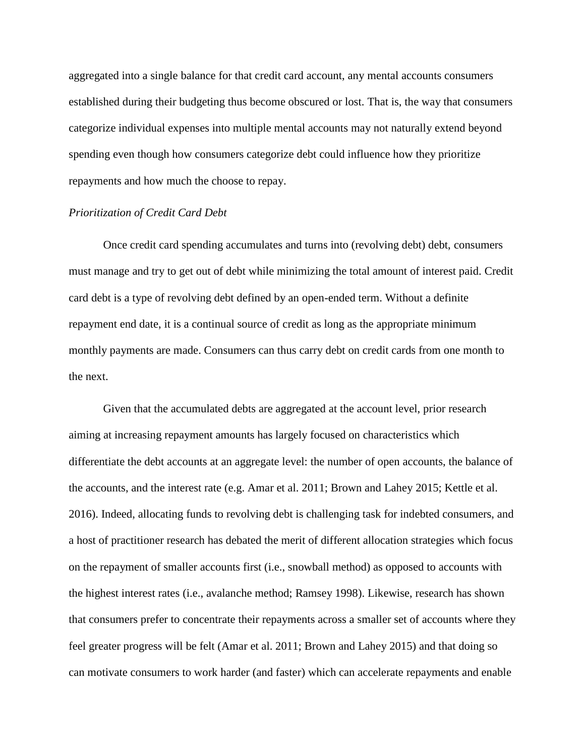aggregated into a single balance for that credit card account, any mental accounts consumers established during their budgeting thus become obscured or lost. That is, the way that consumers categorize individual expenses into multiple mental accounts may not naturally extend beyond spending even though how consumers categorize debt could influence how they prioritize repayments and how much the choose to repay.

*Prioritization of Credit Card Debt*

Once credit card spending accumulates and turns into (revolving debt) debt, consumers must manage and try to get out of debt while minimizing the total amount of interest paid. Credit card debt is a type of revolving debt defined by an open-ended term. Without a definite repayment end date, it is a continual source of credit as long as the appropriate minimum monthly payments are made. Consumers can thus carry debt on credit cards from one month to the next.

Given that the accumulated debts are aggregated at the account level, prior research aiming at increasing repayment amounts has largely focused on characteristics which differentiate the debt accounts at an aggregate level: the number of open accounts, the balance of the accounts, and the interest rate (e.g. Amar et al. 2011; Brown and Lahey 2015; Kettle et al. 2016). Indeed, allocating funds to revolving debt is challenging task for indebted consumers, and a host of practitioner research has debated the merit of different allocation strategies which focus on the repayment of smaller accounts first (i.e., snowball method) as opposed to accounts with the highest interest rates (i.e., avalanche method; Ramsey 1998). Likewise, research has shown that consumers prefer to concentrate their repayments across a smaller set of accounts where they feel greater progress will be felt (Amar et al. 2011; Brown and Lahey 2015) and that doing so can motivate consumers to work harder (and faster) which can accelerate repayments and enable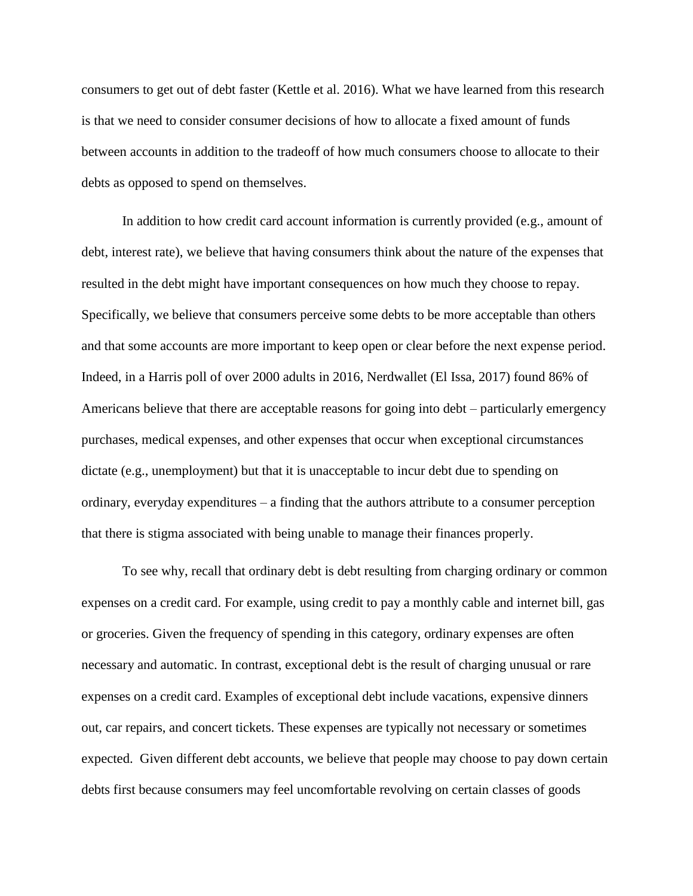consumers to get out of debt faster (Kettle et al. 2016). What we have learned from this research is that we need to consider consumer decisions of how to allocate a fixed amount of funds between accounts in addition to the tradeoff of how much consumers choose to allocate to their debts as opposed to spend on themselves.

In addition to how credit card account information is currently provided (e.g., amount of debt, interest rate), we believe that having consumers think about the nature of the expenses that resulted in the debt might have important consequences on how much they choose to repay. Specifically, we believe that consumers perceive some debts to be more acceptable than others and that some accounts are more important to keep open or clear before the next expense period. Indeed, in a Harris poll of over 2000 adults in 2016, Nerdwallet (El Issa, 2017) found 86% of Americans believe that there are acceptable reasons for going into debt – particularly emergency purchases, medical expenses, and other expenses that occur when exceptional circumstances dictate (e.g., unemployment) but that it is unacceptable to incur debt due to spending on ordinary, everyday expenditures – a finding that the authors attribute to a consumer perception that there is stigma associated with being unable to manage their finances properly.

To see why, recall that ordinary debt is debt resulting from charging ordinary or common expenses on a credit card. For example, using credit to pay a monthly cable and internet bill, gas or groceries. Given the frequency of spending in this category, ordinary expenses are often necessary and automatic. In contrast, exceptional debt is the result of charging unusual or rare expenses on a credit card. Examples of exceptional debt include vacations, expensive dinners out, car repairs, and concert tickets. These expenses are typically not necessary or sometimes expected. Given different debt accounts, we believe that people may choose to pay down certain debts first because consumers may feel uncomfortable revolving on certain classes of goods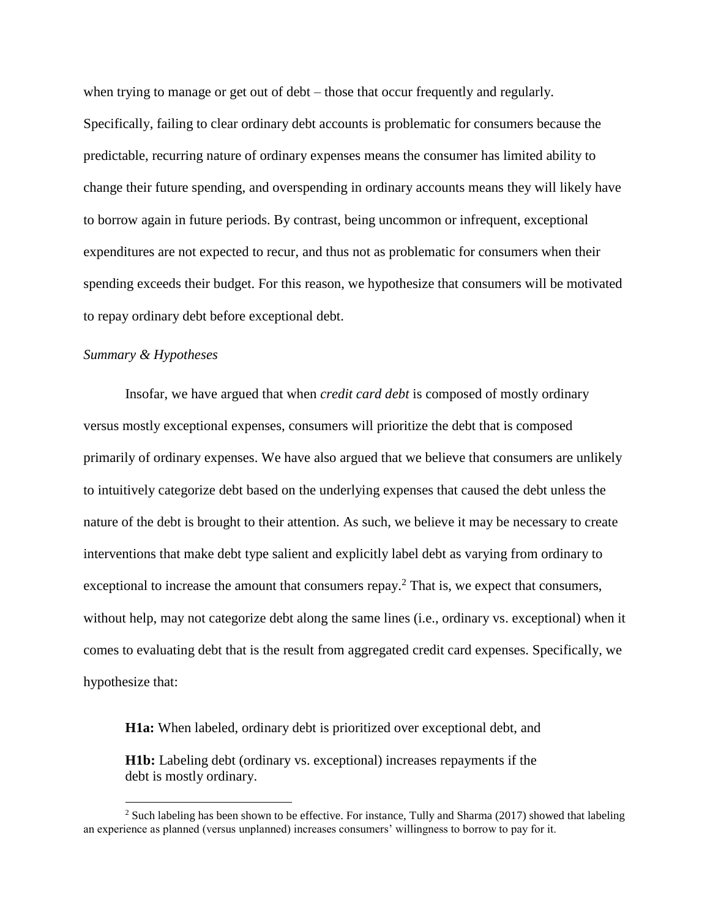when trying to manage or get out of debt – those that occur frequently and regularly. Specifically, failing to clear ordinary debt accounts is problematic for consumers because the predictable, recurring nature of ordinary expenses means the consumer has limited ability to change their future spending, and overspending in ordinary accounts means they will likely have to borrow again in future periods. By contrast, being uncommon or infrequent, exceptional expenditures are not expected to recur, and thus not as problematic for consumers when their spending exceeds their budget. For this reason, we hypothesize that consumers will be motivated to repay ordinary debt before exceptional debt.

*Summary & Hypotheses*

Insofar, we have argued that when *credit card debt* is composed of mostly ordinary versus mostly exceptional expenses, consumers will prioritize the debt that is composed primarily of ordinary expenses. We have also argued that we believe that consumers are unlikely to intuitively categorize debt based on the underlying expenses that caused the debt unless the nature of the debt is brought to their attention. As such, we believe it may be necessary to create interventions that make debt type salient and explicitly label debt as varying from ordinary to exceptional to increase the amount that consumers repay.[2] That is, we expect that consumers, without help, may not categorize debt along the same lines (i.e., ordinary vs. exceptional) when it comes to evaluating debt that is the result from aggregated credit card expenses. Specifically, we hypothesize that:

**H1a:** When labeled, ordinary debt is prioritized over exceptional debt, and

**H1b:** Labeling debt (ordinary vs. exceptional) increases repayments if the debt is mostly ordinary.

[2] Such labeling has been shown to be effective. For instance, Tully and Sharma (2017) showed that labeling an experience as planned (versus unplanned) increases consumers' willingness to borrow to pay for it.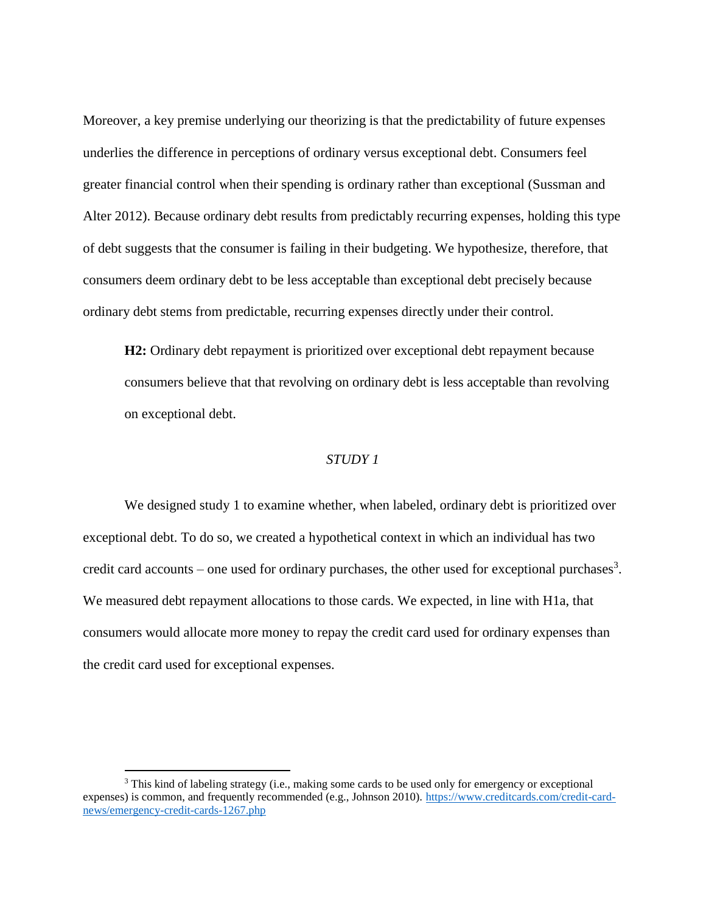Moreover, a key premise underlying our theorizing is that the predictability of future expenses underlies the difference in perceptions of ordinary versus exceptional debt. Consumers feel greater financial control when their spending is ordinary rather than exceptional (Sussman and Alter 2012). Because ordinary debt results from predictably recurring expenses, holding this type of debt suggests that the consumer is failing in their budgeting. We hypothesize, therefore, that consumers deem ordinary debt to be less acceptable than exceptional debt precisely because ordinary debt stems from predictable, recurring expenses directly under their control.

> **H2:** Ordinary debt repayment is prioritized over exceptional debt repayment because consumers believe that that revolving on ordinary debt is less acceptable than revolving on exceptional debt.

## *STUDY 1*

We designed study 1 to examine whether, when labeled, ordinary debt is prioritized over exceptional debt. To do so, we created a hypothetical context in which an individual has two credit card accounts – one used for ordinary purchases, the other used for exceptional purchases[3]. We measured debt repayment allocations to those cards. We expected, in line with H1a, that consumers would allocate more money to repay the credit card used for ordinary expenses than the credit card used for exceptional expenses.

---

[3] This kind of labeling strategy (i.e., making some cards to be used only for emergency or exceptional expenses) is common, and frequently recommended (e.g., Johnson 2010). https://www.creditcards.com/credit-card-news/emergency-credit-cards-1267.php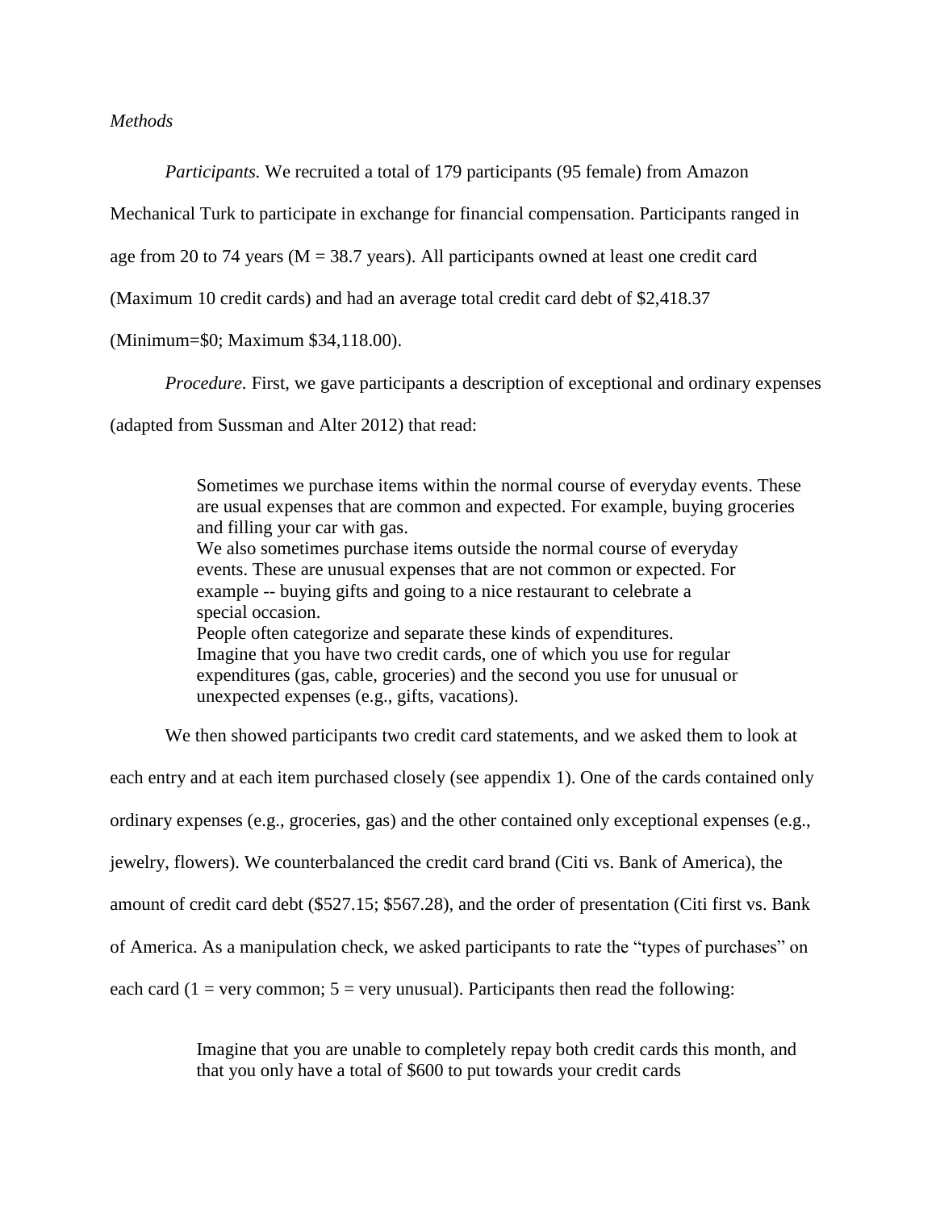*Methods*

*Participants.* We recruited a total of 179 participants (95 female) from Amazon Mechanical Turk to participate in exchange for financial compensation. Participants ranged in age from 20 to 74 years ($M = 38.7$ years). All participants owned at least one credit card (Maximum 10 credit cards) and had an average total credit card debt of $2,418.37 (Minimum=$0; Maximum $34,118.00).

*Procedure.* First, we gave participants a description of exceptional and ordinary expenses (adapted from Sussman and Alter 2012) that read:

> Sometimes we purchase items within the normal course of everyday events. These are usual expenses that are common and expected. For example, buying groceries and filling your car with gas.
> We also sometimes purchase items outside the normal course of everyday events. These are unusual expenses that are not common or expected. For example -- buying gifts and going to a nice restaurant to celebrate a special occasion.
> People often categorize and separate these kinds of expenditures.
> Imagine that you have two credit cards, one of which you use for regular expenditures (gas, cable, groceries) and the second you use for unusual or unexpected expenses (e.g., gifts, vacations).

We then showed participants two credit card statements, and we asked them to look at each entry and at each item purchased closely (see appendix 1). One of the cards contained only ordinary expenses (e.g., groceries, gas) and the other contained only exceptional expenses (e.g., jewelry, flowers). We counterbalanced the credit card brand (Citi vs. Bank of America), the amount of credit card debt ($527.15; $567.28), and the order of presentation (Citi first vs. Bank of America. As a manipulation check, we asked participants to rate the "types of purchases" on each card (1 = very common; 5 = very unusual). Participants then read the following:

> Imagine that you are unable to completely repay both credit cards this month, and that you only have a total of $600 to put towards your credit cards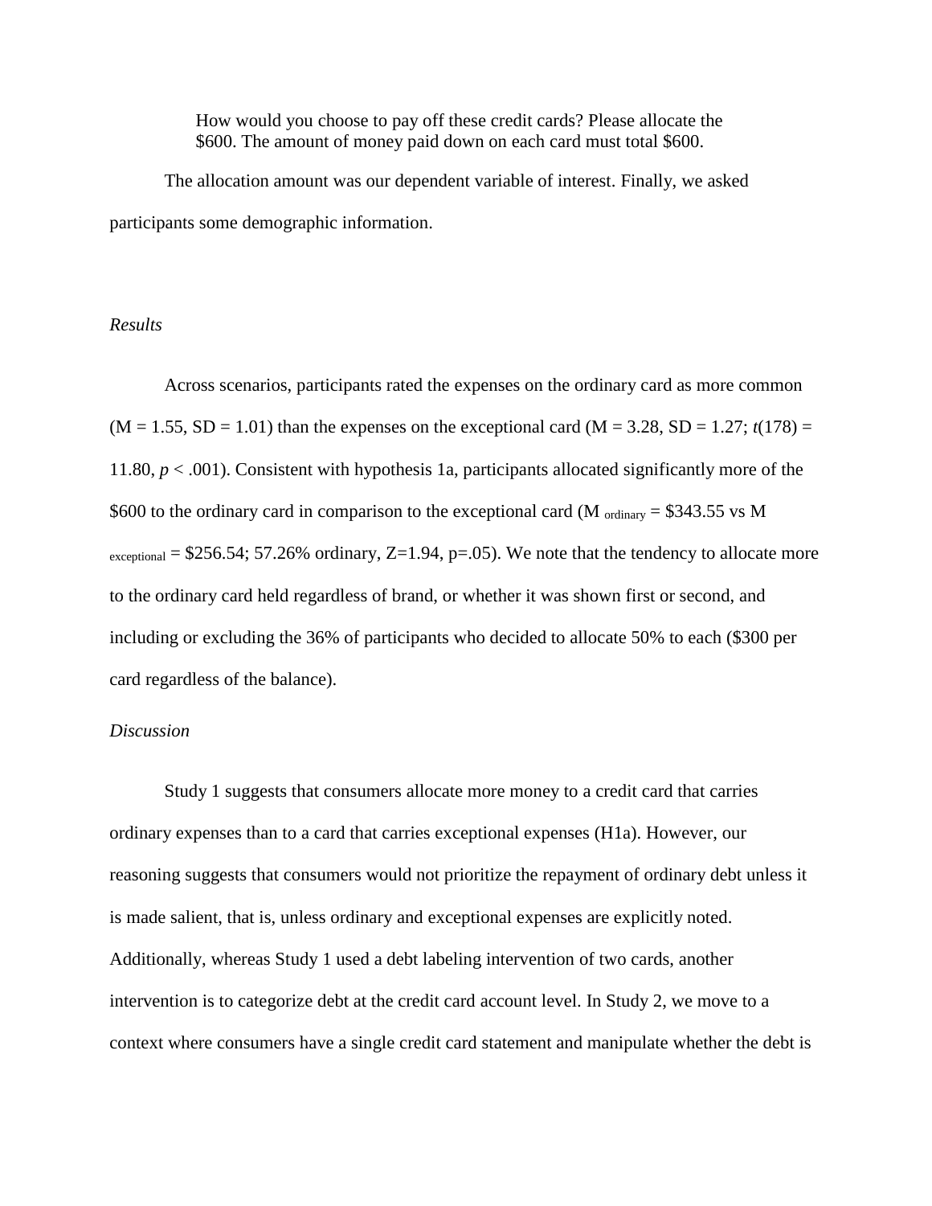> How would you choose to pay off these credit cards? Please allocate the $600. The amount of money paid down on each card must total $600.

The allocation amount was our dependent variable of interest. Finally, we asked participants some demographic information.

*Results*

Across scenarios, participants rated the expenses on the ordinary card as more common (M = 1.55, SD = 1.01) than the expenses on the exceptional card (M = 3.28, SD = 1.27; $t(178) = 11.80$, $p < .001$). Consistent with hypothesis 1a, participants allocated significantly more of the $600 to the ordinary card in comparison to the exceptional card ($M_{ordinary}$ = $343.55 vs $M_{exceptional}$ = $256.54; 57.26% ordinary, Z=1.94, p=.05). We note that the tendency to allocate more to the ordinary card held regardless of brand, or whether it was shown first or second, and including or excluding the 36% of participants who decided to allocate 50% to each ($300 per card regardless of the balance).

*Discussion*

Study 1 suggests that consumers allocate more money to a credit card that carries ordinary expenses than to a card that carries exceptional expenses (H1a). However, our reasoning suggests that consumers would not prioritize the repayment of ordinary debt unless it is made salient, that is, unless ordinary and exceptional expenses are explicitly noted. Additionally, whereas Study 1 used a debt labeling intervention of two cards, another intervention is to categorize debt at the credit card account level. In Study 2, we move to a context where consumers have a single credit card statement and manipulate whether the debt is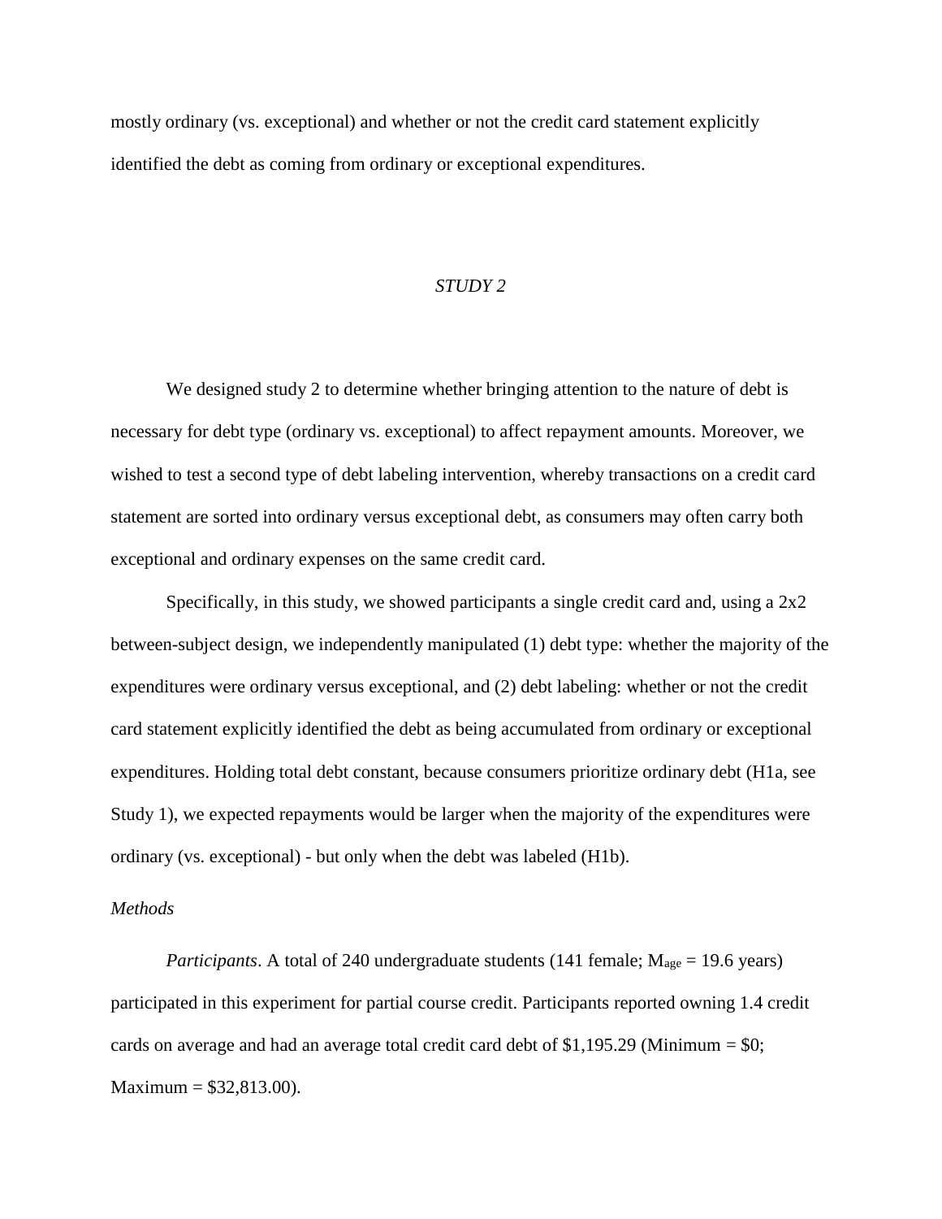mostly ordinary (vs. exceptional) and whether or not the credit card statement explicitly identified the debt as coming from ordinary or exceptional expenditures.

## *STUDY 2*

We designed study 2 to determine whether bringing attention to the nature of debt is necessary for debt type (ordinary vs. exceptional) to affect repayment amounts. Moreover, we wished to test a second type of debt labeling intervention, whereby transactions on a credit card statement are sorted into ordinary versus exceptional debt, as consumers may often carry both exceptional and ordinary expenses on the same credit card.

Specifically, in this study, we showed participants a single credit card and, using a 2x2 between-subject design, we independently manipulated (1) debt type: whether the majority of the expenditures were ordinary versus exceptional, and (2) debt labeling: whether or not the credit card statement explicitly identified the debt as being accumulated from ordinary or exceptional expenditures. Holding total debt constant, because consumers prioritize ordinary debt (H1a, see Study 1), we expected repayments would be larger when the majority of the expenditures were ordinary (vs. exceptional) - but only when the debt was labeled (H1b).

### *Methods*

*Participants*. A total of 240 undergraduate students (141 female; $M_{age}$ = 19.6 years) participated in this experiment for partial course credit. Participants reported owning 1.4 credit cards on average and had an average total credit card debt of $1,195.29 (Minimum = $0; Maximum = $32,813.00).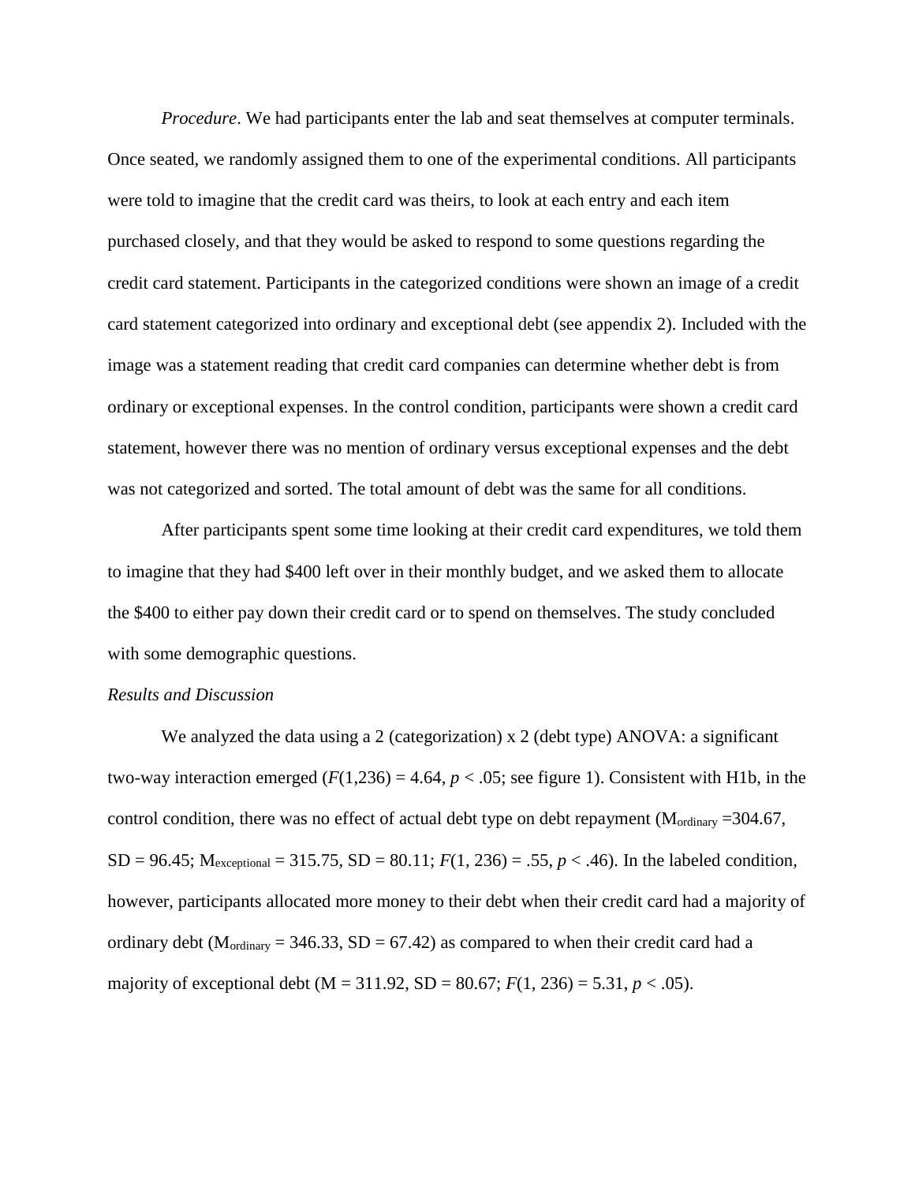*Procedure*. We had participants enter the lab and seat themselves at computer terminals. Once seated, we randomly assigned them to one of the experimental conditions. All participants were told to imagine that the credit card was theirs, to look at each entry and each item purchased closely, and that they would be asked to respond to some questions regarding the credit card statement. Participants in the categorized conditions were shown an image of a credit card statement categorized into ordinary and exceptional debt (see appendix 2). Included with the image was a statement reading that credit card companies can determine whether debt is from ordinary or exceptional expenses. In the control condition, participants were shown a credit card statement, however there was no mention of ordinary versus exceptional expenses and the debt was not categorized and sorted. The total amount of debt was the same for all conditions.

After participants spent some time looking at their credit card expenditures, we told them to imagine that they had $400 left over in their monthly budget, and we asked them to allocate the $400 to either pay down their credit card or to spend on themselves. The study concluded with some demographic questions.

*Results and Discussion*

We analyzed the data using a 2 (categorization) x 2 (debt type) ANOVA: a significant two-way interaction emerged ($F(1,236) = 4.64$, $p < .05$; see figure 1). Consistent with H1b, in the control condition, there was no effect of actual debt type on debt repayment ($M_{ordinary} = 304.67$, SD = 96.45; $M_{exceptional} = 315.75$, SD = 80.11; $F(1, 236) = .55$, $p < .46$). In the labeled condition, however, participants allocated more money to their debt when their credit card had a majority of ordinary debt ($M_{ordinary} = 346.33$, SD = 67.42) as compared to when their credit card had a majority of exceptional debt (M = 311.92, SD = 80.67; $F(1, 236) = 5.31$, $p < .05$).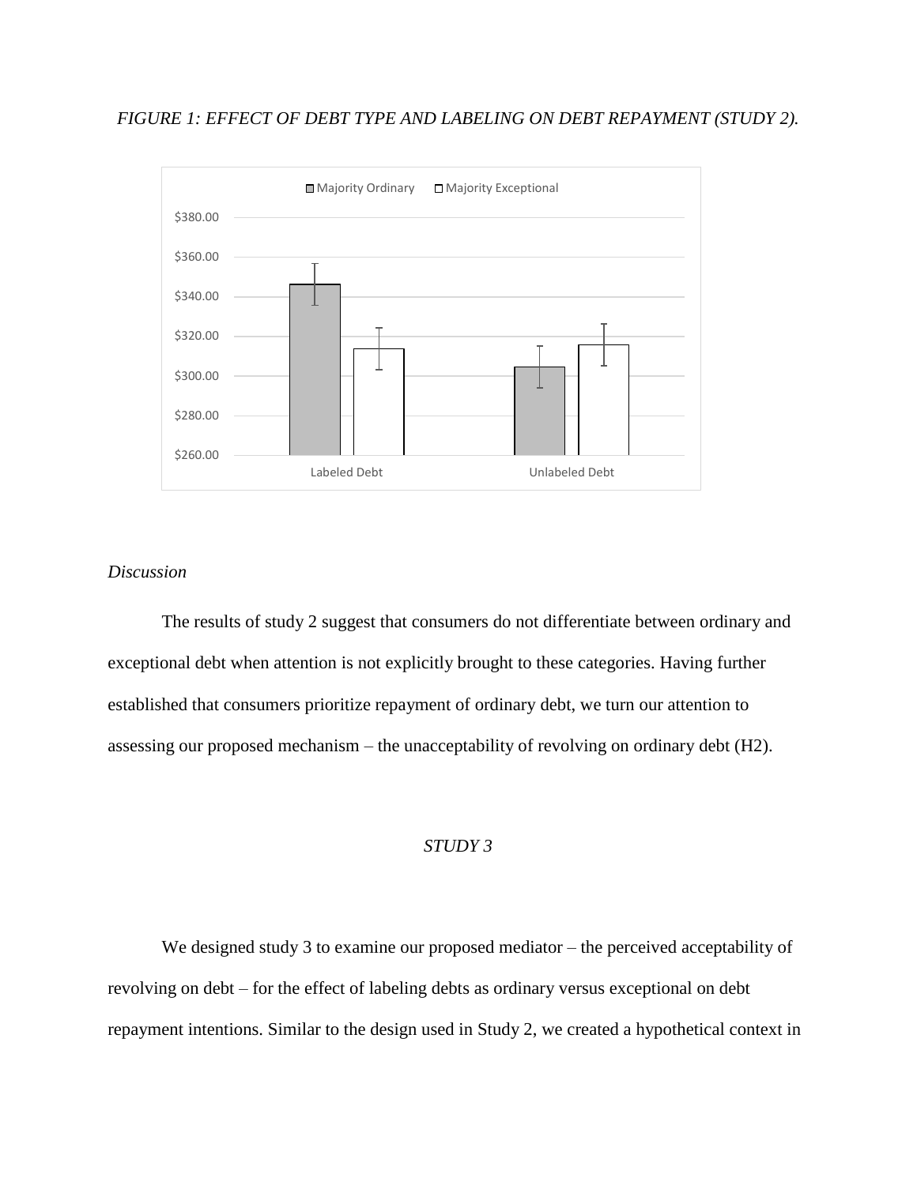*FIGURE 1: EFFECT OF DEBT TYPE AND LABELING ON DEBT REPAYMENT (STUDY 2).*

*Discussion*

The results of study 2 suggest that consumers do not differentiate between ordinary and exceptional debt when attention is not explicitly brought to these categories. Having further established that consumers prioritize repayment of ordinary debt, we turn our attention to assessing our proposed mechanism – the unacceptability of revolving on ordinary debt (H2).

*STUDY 3*

We designed study 3 to examine our proposed mediator – the perceived acceptability of revolving on debt – for the effect of labeling debts as ordinary versus exceptional on debt repayment intentions. Similar to the design used in Study 2, we created a hypothetical context in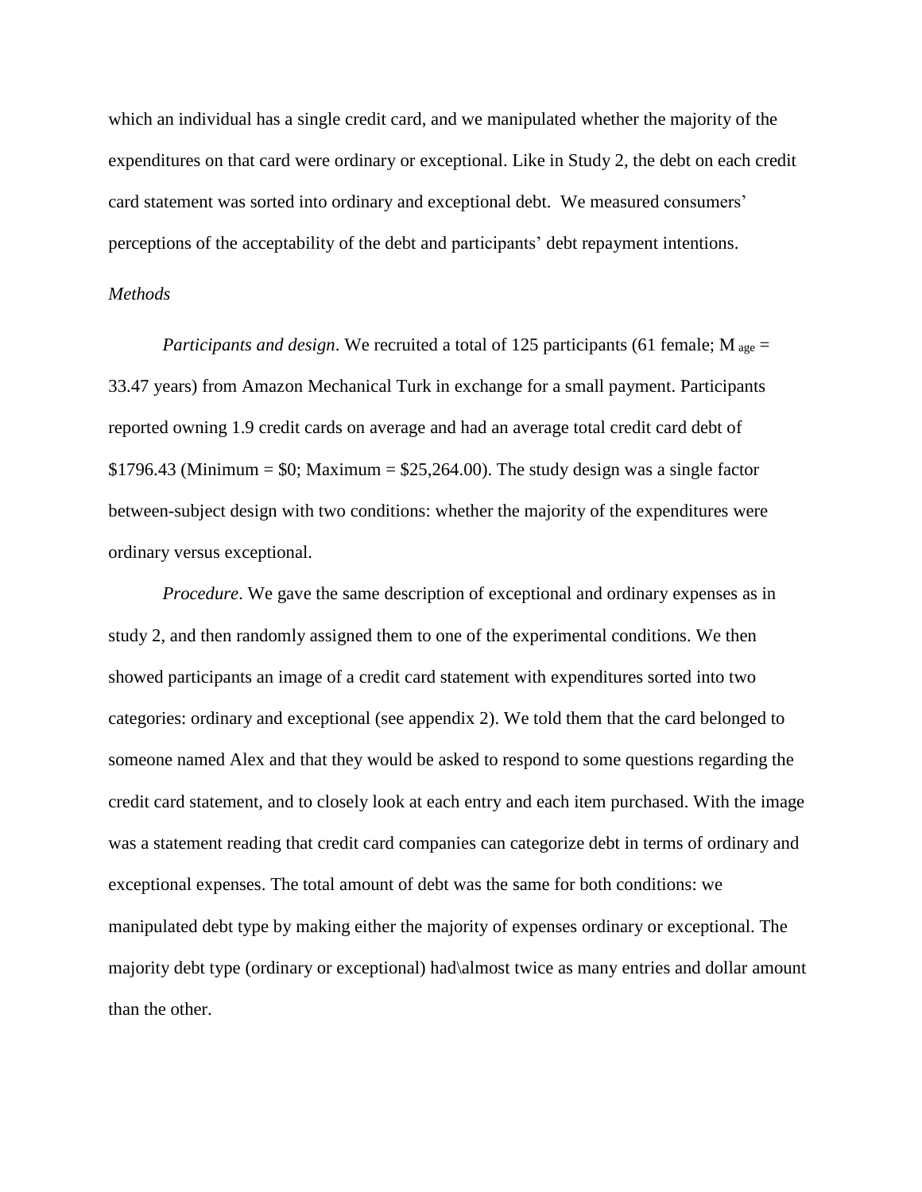which an individual has a single credit card, and we manipulated whether the majority of the expenditures on that card were ordinary or exceptional. Like in Study 2, the debt on each credit card statement was sorted into ordinary and exceptional debt. We measured consumers' perceptions of the acceptability of the debt and participants' debt repayment intentions.

*Methods*

*Participants and design*. We recruited a total of 125 participants (61 female; $M_{age}$ = 33.47 years) from Amazon Mechanical Turk in exchange for a small payment. Participants reported owning 1.9 credit cards on average and had an average total credit card debt of $1796.43 (Minimum = $0; Maximum = $25,264.00). The study design was a single factor between-subject design with two conditions: whether the majority of the expenditures were ordinary versus exceptional.

*Procedure*. We gave the same description of exceptional and ordinary expenses as in study 2, and then randomly assigned them to one of the experimental conditions. We then showed participants an image of a credit card statement with expenditures sorted into two categories: ordinary and exceptional (see appendix 2). We told them that the card belonged to someone named Alex and that they would be asked to respond to some questions regarding the credit card statement, and to closely look at each entry and each item purchased. With the image was a statement reading that credit card companies can categorize debt in terms of ordinary and exceptional expenses. The total amount of debt was the same for both conditions: we manipulated debt type by making either the majority of expenses ordinary or exceptional. The majority debt type (ordinary or exceptional) had\almost twice as many entries and dollar amount than the other.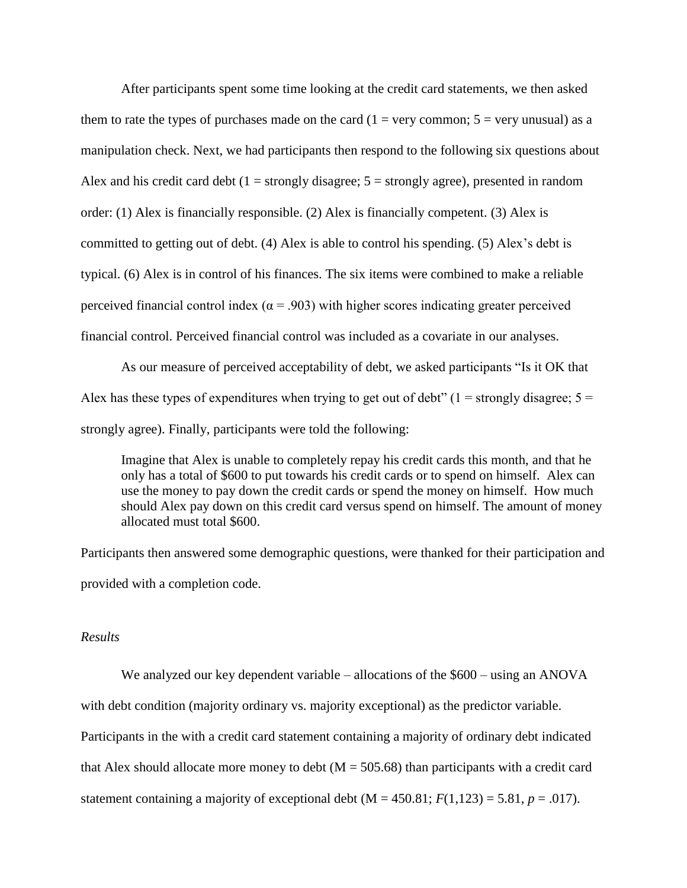After participants spent some time looking at the credit card statements, we then asked them to rate the types of purchases made on the card (1 = very common; 5 = very unusual) as a manipulation check. Next, we had participants then respond to the following six questions about Alex and his credit card debt (1 = strongly disagree; 5 = strongly agree), presented in random order: (1) Alex is financially responsible. (2) Alex is financially competent. (3) Alex is committed to getting out of debt. (4) Alex is able to control his spending. (5) Alex's debt is typical. (6) Alex is in control of his finances. The six items were combined to make a reliable perceived financial control index ($\alpha = .903$) with higher scores indicating greater perceived financial control. Perceived financial control was included as a covariate in our analyses.

As our measure of perceived acceptability of debt, we asked participants "Is it OK that Alex has these types of expenditures when trying to get out of debt" (1 = strongly disagree; 5 = strongly agree). Finally, participants were told the following:

> Imagine that Alex is unable to completely repay his credit cards this month, and that he only has a total of $600 to put towards his credit cards or to spend on himself. Alex can use the money to pay down the credit cards or spend the money on himself. How much should Alex pay down on this credit card versus spend on himself. The amount of money allocated must total $600.

Participants then answered some demographic questions, were thanked for their participation and provided with a completion code.

*Results*

We analyzed our key dependent variable – allocations of the $600 – using an ANOVA with debt condition (majority ordinary vs. majority exceptional) as the predictor variable. Participants in the with a credit card statement containing a majority of ordinary debt indicated that Alex should allocate more money to debt (M = 505.68) than participants with a credit card statement containing a majority of exceptional debt (M = 450.81; $F(1,123) = 5.81$, $p = .017$).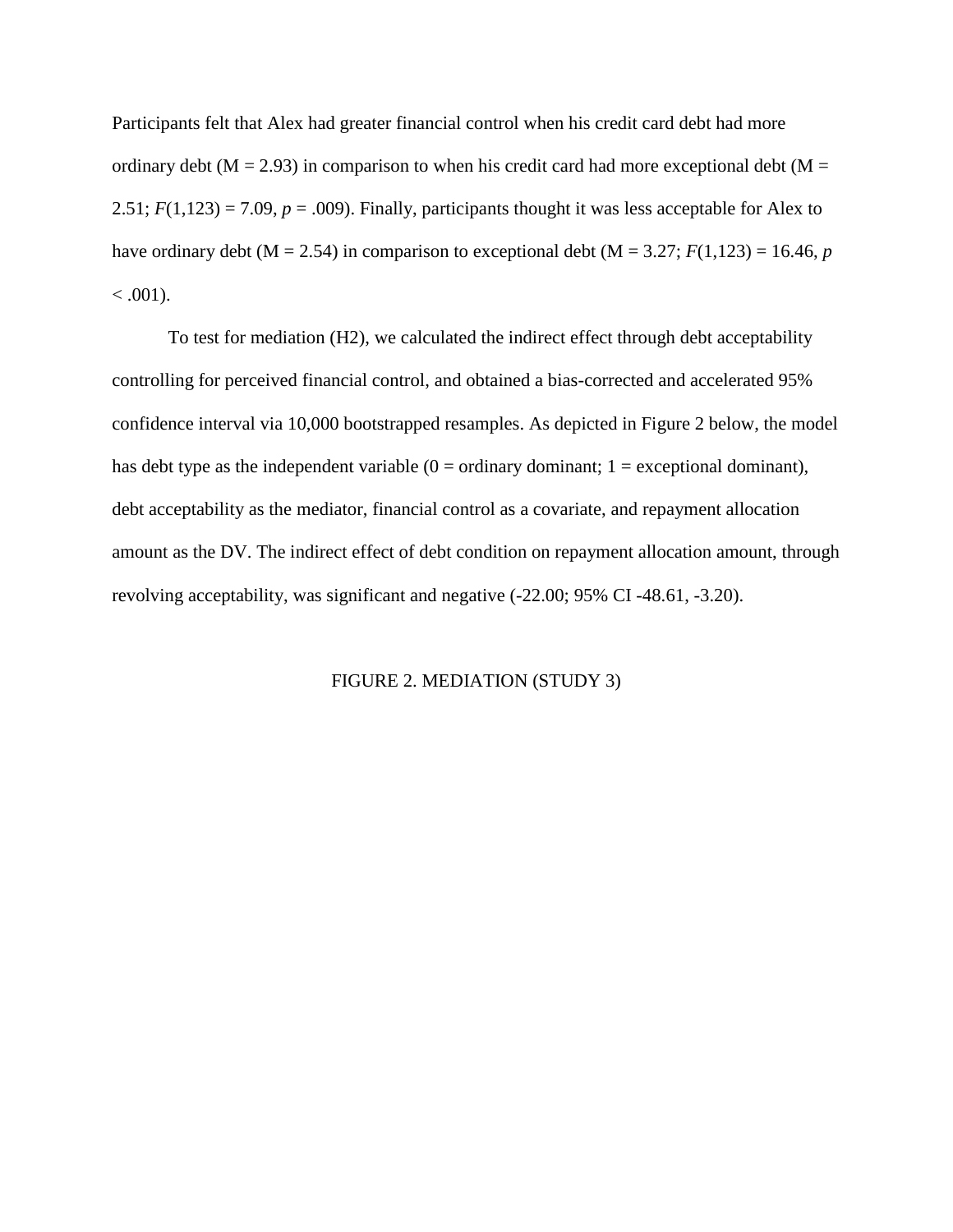Participants felt that Alex had greater financial control when his credit card debt had more ordinary debt (M = 2.93) in comparison to when his credit card had more exceptional debt (M = 2.51; $F(1,123) = 7.09$, $p = .009$). Finally, participants thought it was less acceptable for Alex to have ordinary debt (M = 2.54) in comparison to exceptional debt (M = 3.27; $F(1,123) = 16.46$, $p < .001$).

To test for mediation (H2), we calculated the indirect effect through debt acceptability controlling for perceived financial control, and obtained a bias-corrected and accelerated 95% confidence interval via 10,000 bootstrapped resamples. As depicted in Figure 2 below, the model has debt type as the independent variable (0 = ordinary dominant; 1 = exceptional dominant), debt acceptability as the mediator, financial control as a covariate, and repayment allocation amount as the DV. The indirect effect of debt condition on repayment allocation amount, through revolving acceptability, was significant and negative (-22.00; 95% CI -48.61, -3.20).

FIGURE 2. MEDIATION (STUDY 3)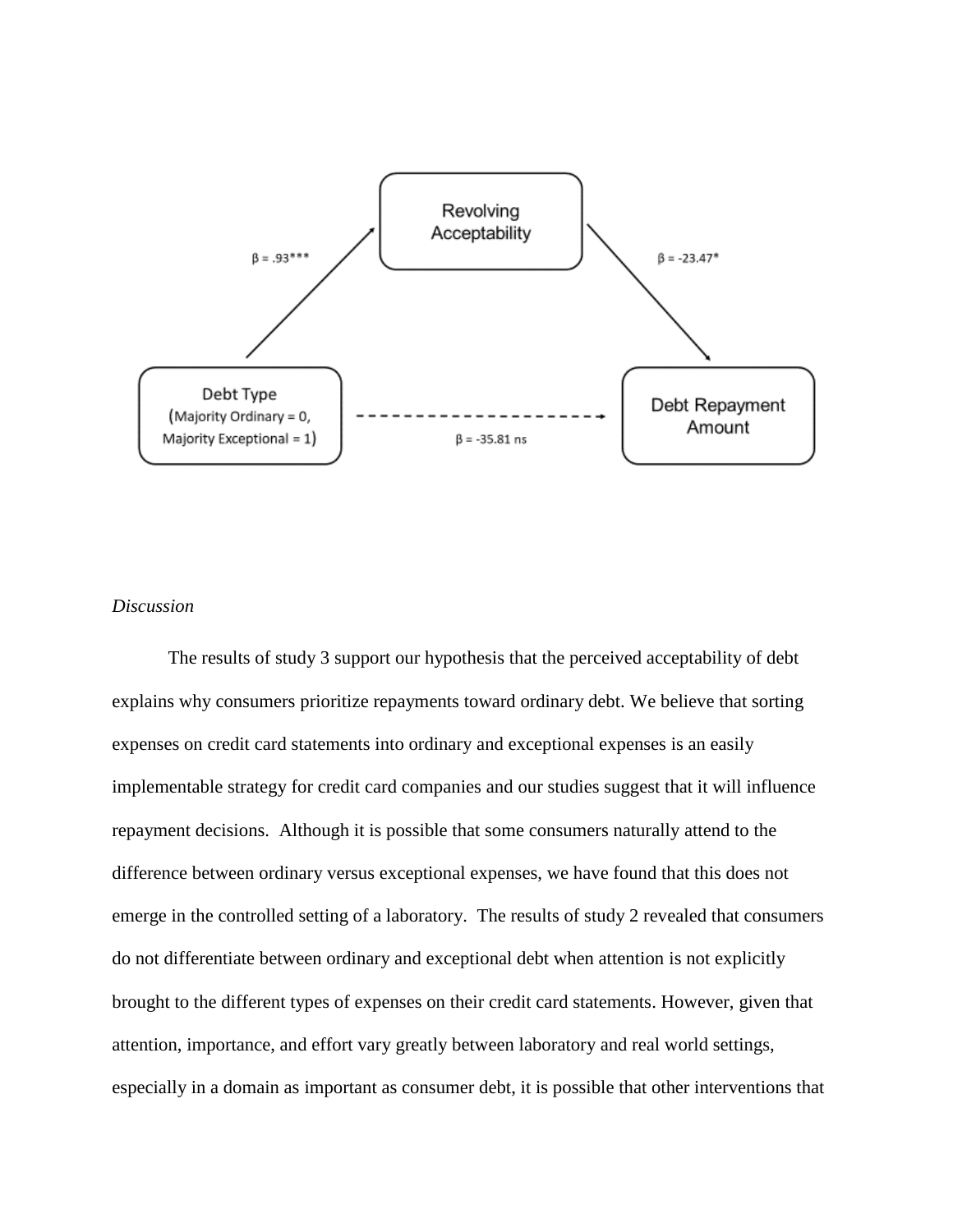Revolving Acceptability

$\beta = .93^{***}$

$\beta = -23.47^{*}$

Debt Type (Majority Ordinary = 0, Majority Exceptional = 1)

$\beta = -35.81$ ns

Debt Repayment Amount

*Discussion*

The results of study 3 support our hypothesis that the perceived acceptability of debt explains why consumers prioritize repayments toward ordinary debt. We believe that sorting expenses on credit card statements into ordinary and exceptional expenses is an easily implementable strategy for credit card companies and our studies suggest that it will influence repayment decisions. Although it is possible that some consumers naturally attend to the difference between ordinary versus exceptional expenses, we have found that this does not emerge in the controlled setting of a laboratory. The results of study 2 revealed that consumers do not differentiate between ordinary and exceptional debt when attention is not explicitly brought to the different types of expenses on their credit card statements. However, given that attention, importance, and effort vary greatly between laboratory and real world settings, especially in a domain as important as consumer debt, it is possible that other interventions that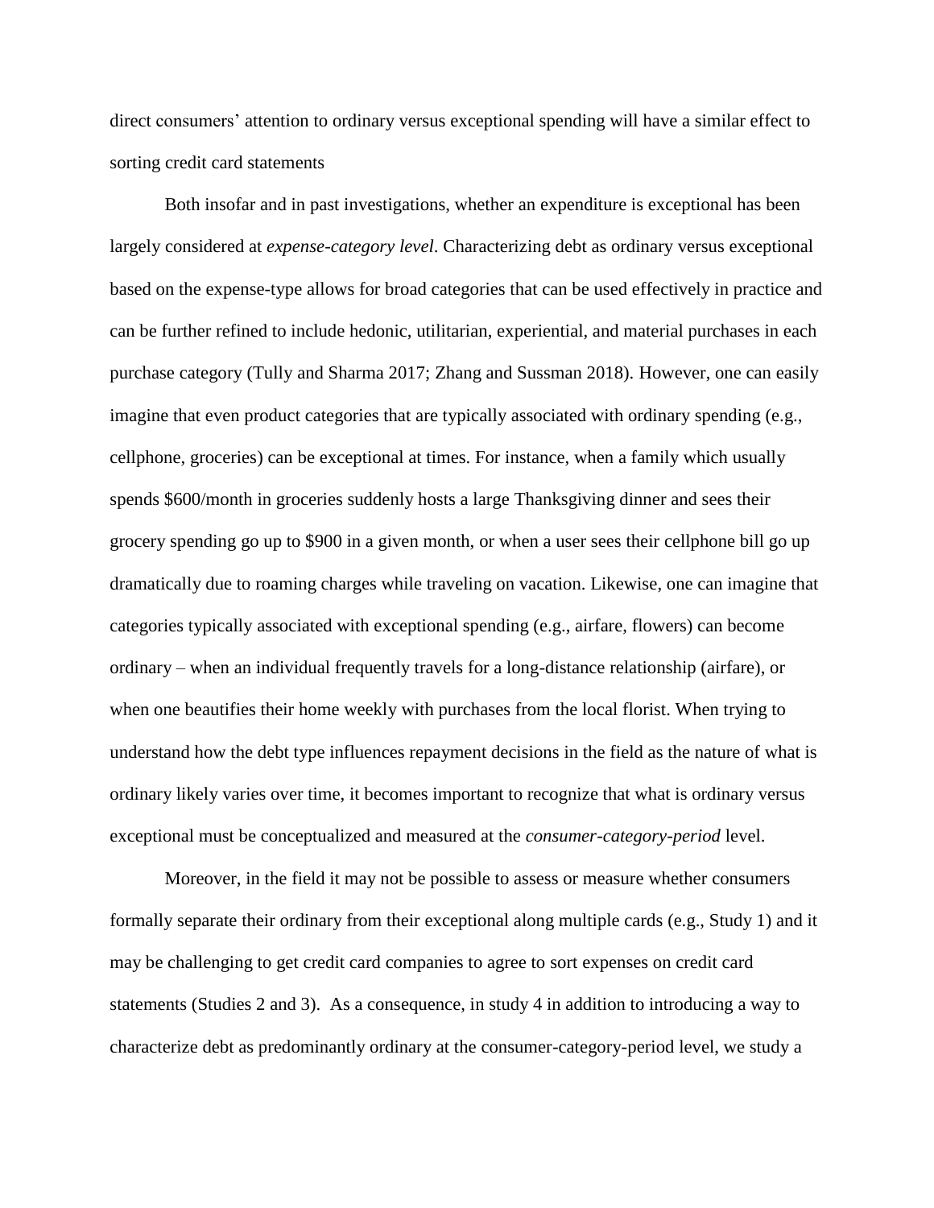direct consumers' attention to ordinary versus exceptional spending will have a similar effect to sorting credit card statements

Both insofar and in past investigations, whether an expenditure is exceptional has been largely considered at *expense-category level*. Characterizing debt as ordinary versus exceptional based on the expense-type allows for broad categories that can be used effectively in practice and can be further refined to include hedonic, utilitarian, experiential, and material purchases in each purchase category (Tully and Sharma 2017; Zhang and Sussman 2018). However, one can easily imagine that even product categories that are typically associated with ordinary spending (e.g., cellphone, groceries) can be exceptional at times. For instance, when a family which usually spends $600/month in groceries suddenly hosts a large Thanksgiving dinner and sees their grocery spending go up to $900 in a given month, or when a user sees their cellphone bill go up dramatically due to roaming charges while traveling on vacation. Likewise, one can imagine that categories typically associated with exceptional spending (e.g., airfare, flowers) can become ordinary – when an individual frequently travels for a long-distance relationship (airfare), or when one beautifies their home weekly with purchases from the local florist. When trying to understand how the debt type influences repayment decisions in the field as the nature of what is ordinary likely varies over time, it becomes important to recognize that what is ordinary versus exceptional must be conceptualized and measured at the *consumer-category-period* level.

Moreover, in the field it may not be possible to assess or measure whether consumers formally separate their ordinary from their exceptional along multiple cards (e.g., Study 1) and it may be challenging to get credit card companies to agree to sort expenses on credit card statements (Studies 2 and 3). As a consequence, in study 4 in addition to introducing a way to characterize debt as predominantly ordinary at the consumer-category-period level, we study a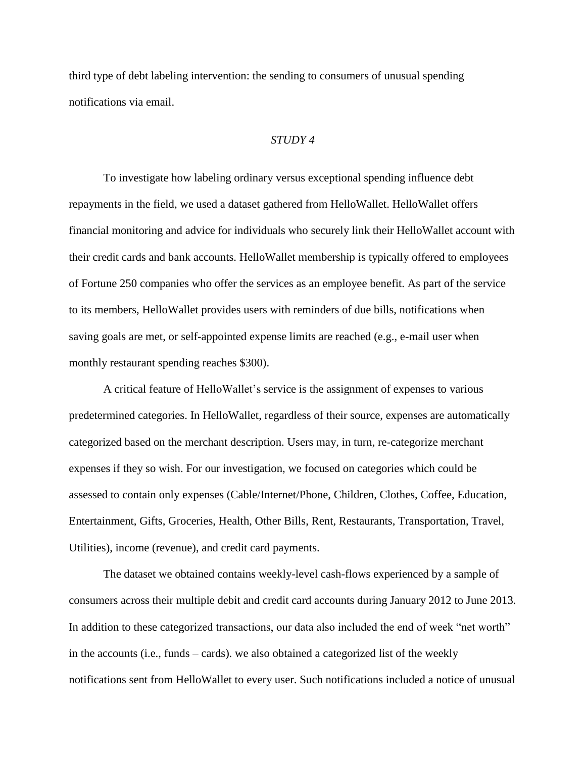third type of debt labeling intervention: the sending to consumers of unusual spending notifications via email.

## *STUDY 4*

To investigate how labeling ordinary versus exceptional spending influence debt repayments in the field, we used a dataset gathered from HelloWallet. HelloWallet offers financial monitoring and advice for individuals who securely link their HelloWallet account with their credit cards and bank accounts. HelloWallet membership is typically offered to employees of Fortune 250 companies who offer the services as an employee benefit. As part of the service to its members, HelloWallet provides users with reminders of due bills, notifications when saving goals are met, or self-appointed expense limits are reached (e.g., e-mail user when monthly restaurant spending reaches $300).

A critical feature of HelloWallet's service is the assignment of expenses to various predetermined categories. In HelloWallet, regardless of their source, expenses are automatically categorized based on the merchant description. Users may, in turn, re-categorize merchant expenses if they so wish. For our investigation, we focused on categories which could be assessed to contain only expenses (Cable/Internet/Phone, Children, Clothes, Coffee, Education, Entertainment, Gifts, Groceries, Health, Other Bills, Rent, Restaurants, Transportation, Travel, Utilities), income (revenue), and credit card payments.

The dataset we obtained contains weekly-level cash-flows experienced by a sample of consumers across their multiple debit and credit card accounts during January 2012 to June 2013. In addition to these categorized transactions, our data also included the end of week "net worth" in the accounts (i.e., funds – cards). we also obtained a categorized list of the weekly notifications sent from HelloWallet to every user. Such notifications included a notice of unusual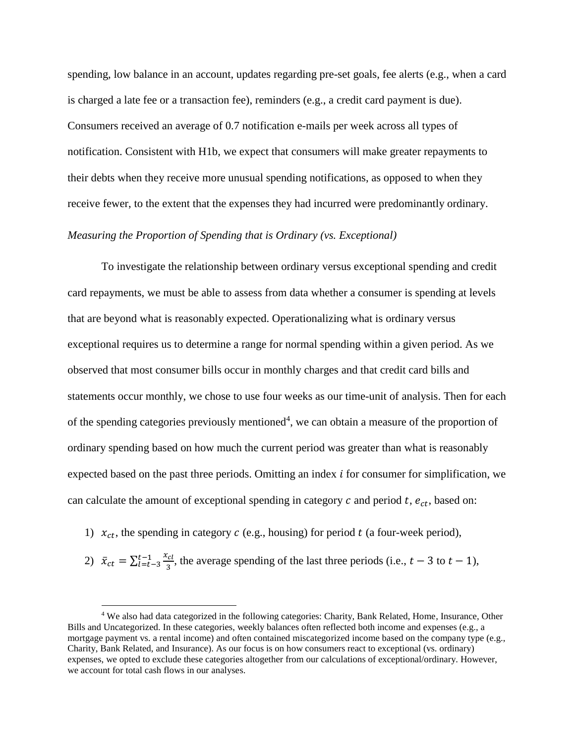spending, low balance in an account, updates regarding pre-set goals, fee alerts (e.g., when a card is charged a late fee or a transaction fee), reminders (e.g., a credit card payment is due). Consumers received an average of 0.7 notification e-mails per week across all types of notification. Consistent with H1b, we expect that consumers will make greater repayments to their debts when they receive more unusual spending notifications, as opposed to when they receive fewer, to the extent that the expenses they had incurred were predominantly ordinary.

*Measuring the Proportion of Spending that is Ordinary (vs. Exceptional)*

To investigate the relationship between ordinary versus exceptional spending and credit card repayments, we must be able to assess from data whether a consumer is spending at levels that are beyond what is reasonably expected. Operationalizing what is ordinary versus exceptional requires us to determine a range for normal spending within a given period. As we observed that most consumer bills occur in monthly charges and that credit card bills and statements occur monthly, we chose to use four weeks as our time-unit of analysis. Then for each of the spending categories previously mentioned[4], we can obtain a measure of the proportion of ordinary spending based on how much the current period was greater than what is reasonably expected based on the past three periods. Omitting an index $i$ for consumer for simplification, we can calculate the amount of exceptional spending in category $c$ and period $t$, $e_{ct}$, based on:

1) $x_{ct}$, the spending in category $c$ (e.g., housing) for period $t$ (a four-week period),
2) $\bar{x}_{ct} = \sum_{l=t-3}^{t-1} \frac{x_{cl}}{3}$, the average spending of the last three periods (i.e., $t-3$ to $t-1$),

[4] We also had data categorized in the following categories: Charity, Bank Related, Home, Insurance, Other Bills and Uncategorized. In these categories, weekly balances often reflected both income and expenses (e.g., a mortgage payment vs. a rental income) and often contained miscategorized income based on the company type (e.g., Charity, Bank Related, and Insurance). As our focus is on how consumers react to exceptional (vs. ordinary) expenses, we opted to exclude these categories altogether from our calculations of exceptional/ordinary. However, we account for total cash flows in our analyses.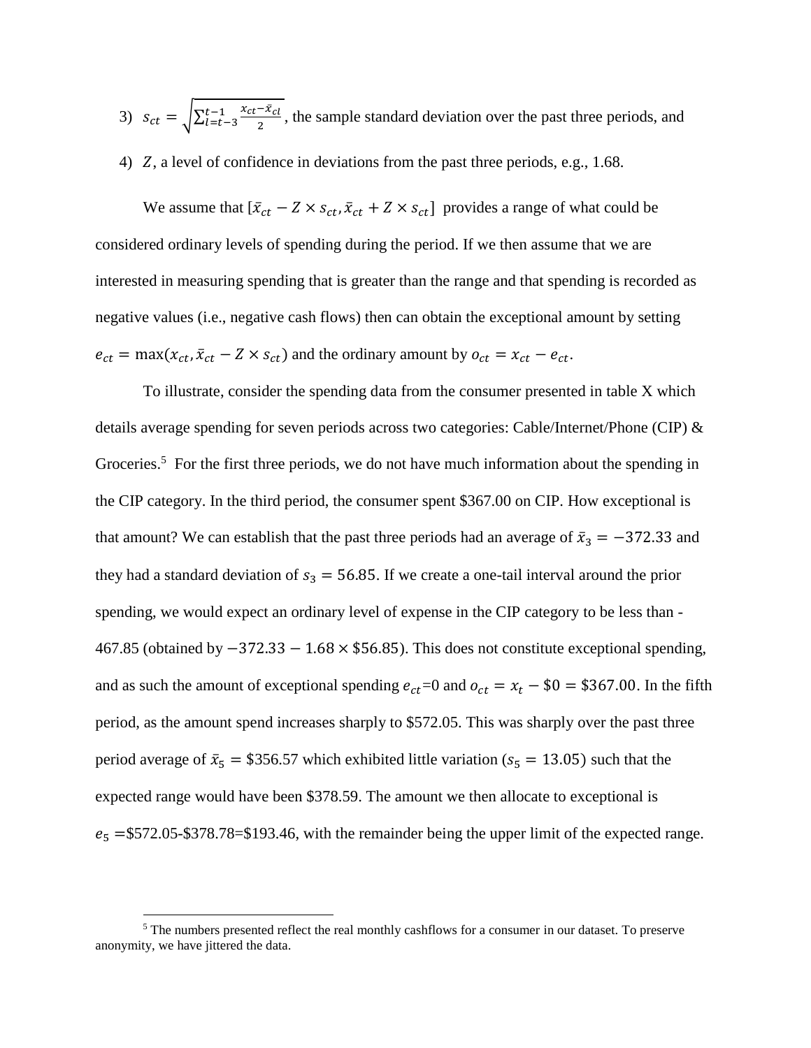3) $s_{ct} = \sqrt{\sum_{l=t-3}^{t-1} \frac{x_{ct} - \bar{x}_{cl}}{2}}$, the sample standard deviation over the past three periods, and

4) $Z$, a level of confidence in deviations from the past three periods, e.g., 1.68.

We assume that $[\bar{x}_{ct} - Z \times s_{ct}, \bar{x}_{ct} + Z \times s_{ct}]$ provides a range of what could be considered ordinary levels of spending during the period. If we then assume that we are interested in measuring spending that is greater than the range and that spending is recorded as negative values (i.e., negative cash flows) then can obtain the exceptional amount by setting $e_{ct} = \max(x_{ct}, \bar{x}_{ct} - Z \times s_{ct})$ and the ordinary amount by $o_{ct} = x_{ct} - e_{ct}$.

To illustrate, consider the spending data from the consumer presented in table X which details average spending for seven periods across two categories: Cable/Internet/Phone (CIP) & Groceries.[5] For the first three periods, we do not have much information about the spending in the CIP category. In the third period, the consumer spent \$367.00 on CIP. How exceptional is that amount? We can establish that the past three periods had an average of $\bar{x}_3 = -372.33$ and they had a standard deviation of $s_3 = 56.85$. If we create a one-tail interval around the prior spending, we would expect an ordinary level of expense in the CIP category to be less than -467.85 (obtained by $-372.33 - 1.68 \times \$56.85$). This does not constitute exceptional spending, and as such the amount of exceptional spending $e_{ct}$=0 and $o_{ct} = x_t - \$0 = \$367.00$. In the fifth period, as the amount spend increases sharply to \$572.05. This was sharply over the past three period average of $\bar{x}_5 = \$356.57$ which exhibited little variation ($s_5 = 13.05$) such that the expected range would have been \$378.59. The amount we then allocate to exceptional is $e_5$ =\$572.05-\$378.78=\$193.46, with the remainder being the upper limit of the expected range.

[5] The numbers presented reflect the real monthly cashflows for a consumer in our dataset. To preserve anonymity, we have jittered the data.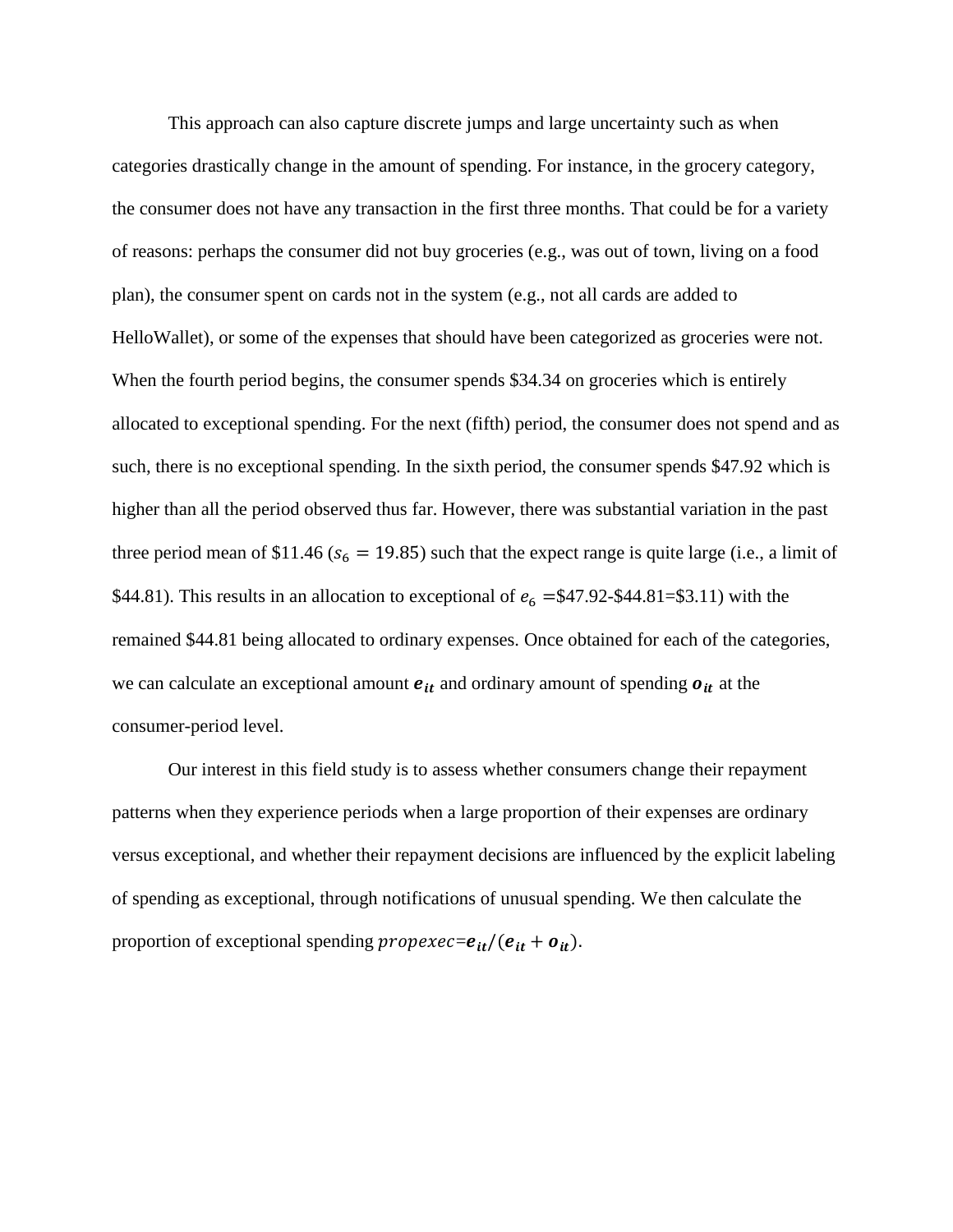This approach can also capture discrete jumps and large uncertainty such as when categories drastically change in the amount of spending. For instance, in the grocery category, the consumer does not have any transaction in the first three months. That could be for a variety of reasons: perhaps the consumer did not buy groceries (e.g., was out of town, living on a food plan), the consumer spent on cards not in the system (e.g., not all cards are added to HelloWallet), or some of the expenses that should have been categorized as groceries were not. When the fourth period begins, the consumer spends $34.34 on groceries which is entirely allocated to exceptional spending. For the next (fifth) period, the consumer does not spend and as such, there is no exceptional spending. In the sixth period, the consumer spends $47.92 which is higher than all the period observed thus far. However, there was substantial variation in the past three period mean of $11.46 ($s_6 = 19.85$) such that the expect range is quite large (i.e., a limit of $44.81). This results in an allocation to exceptional of $e_6$ =$47.92-$44.81=$3.11) with the remained $44.81 being allocated to ordinary expenses. Once obtained for each of the categories, we can calculate an exceptional amount $\boldsymbol{e_{it}}$ and ordinary amount of spending $\boldsymbol{o_{it}}$ at the consumer-period level.

Our interest in this field study is to assess whether consumers change their repayment patterns when they experience periods when a large proportion of their expenses are ordinary versus exceptional, and whether their repayment decisions are influenced by the explicit labeling of spending as exceptional, through notifications of unusual spending. We then calculate the proportion of exceptional spending $propexec = \boldsymbol{e_{it}} / (\boldsymbol{e_{it}} + \boldsymbol{o_{it}})$.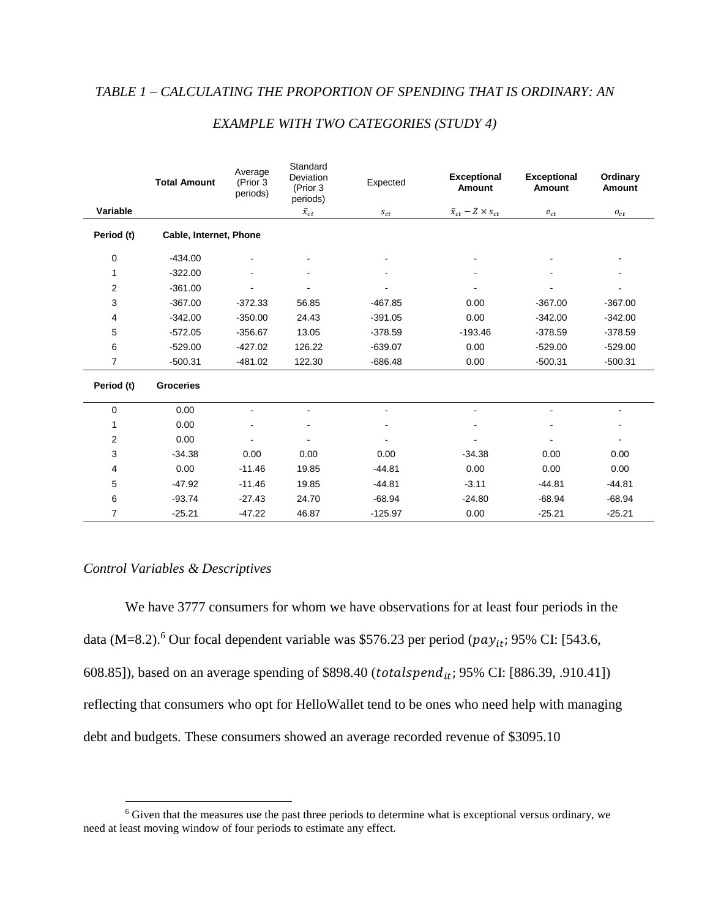*TABLE 1 – CALCULATING THE PROPORTION OF SPENDING THAT IS ORDINARY: AN EXAMPLE WITH TWO CATEGORIES (STUDY 4)*

| | **Total Amount** | Average (Prior 3 periods) | Standard Deviation (Prior 3 periods) | Expected | **Exceptional Amount** | **Exceptional Amount** | **Ordinary Amount** |
|---|---|---|---|---|---|---|---|
| **Variable** | | | $\bar{x}_{ct}$ | $s_{ct}$ | $\bar{x}_{ct} - Z \times s_{ct}$ | $e_{ct}$ | $o_{ct}$ |
| **Period (t)** | **Cable, Internet, Phone** | | | | | | |
| 0 | -434.00 | - | - | - | - | - | - |
| 1 | -322.00 | - | - | - | - | - | - |
| 2 | -361.00 | - | - | - | - | - | - |
| 3 | -367.00 | -372.33 | 56.85 | -467.85 | 0.00 | -367.00 | -367.00 |
| 4 | -342.00 | -350.00 | 24.43 | -391.05 | 0.00 | -342.00 | -342.00 |
| 5 | -572.05 | -356.67 | 13.05 | -378.59 | -193.46 | -378.59 | -378.59 |
| 6 | -529.00 | -427.02 | 126.22 | -639.07 | 0.00 | -529.00 | -529.00 |
| 7 | -500.31 | -481.02 | 122.30 | -686.48 | 0.00 | -500.31 | -500.31 |
| **Period (t)** | **Groceries** | | | | | | |
| 0 | 0.00 | - | - | - | - | - | - |
| 1 | 0.00 | - | - | - | - | - | - |
| 2 | 0.00 | - | - | - | - | - | - |
| 3 | -34.38 | 0.00 | 0.00 | 0.00 | -34.38 | 0.00 | 0.00 |
| 4 | 0.00 | -11.46 | 19.85 | -44.81 | 0.00 | 0.00 | 0.00 |
| 5 | -47.92 | -11.46 | 19.85 | -44.81 | -3.11 | -44.81 | -44.81 |
| 6 | -93.74 | -27.43 | 24.70 | -68.94 | -24.80 | -68.94 | -68.94 |
| 7 | -25.21 | -47.22 | 46.87 | -125.97 | 0.00 | -25.21 | -25.21 |

*Control Variables & Descriptives*

We have 3777 consumers for whom we have observations for at least four periods in the data (M=8.2).[6] Our focal dependent variable was $576.23 per period ($pay_{it}$; 95% CI: [543.6, 608.85]), based on an average spending of $898.40 ($totalspend_{it}$; 95% CI: [886.39, .910.41]) reflecting that consumers who opt for HelloWallet tend to be ones who need help with managing debt and budgets. These consumers showed an average recorded revenue of $3095.10

[6] Given that the measures use the past three periods to determine what is exceptional versus ordinary, we need at least moving window of four periods to estimate any effect.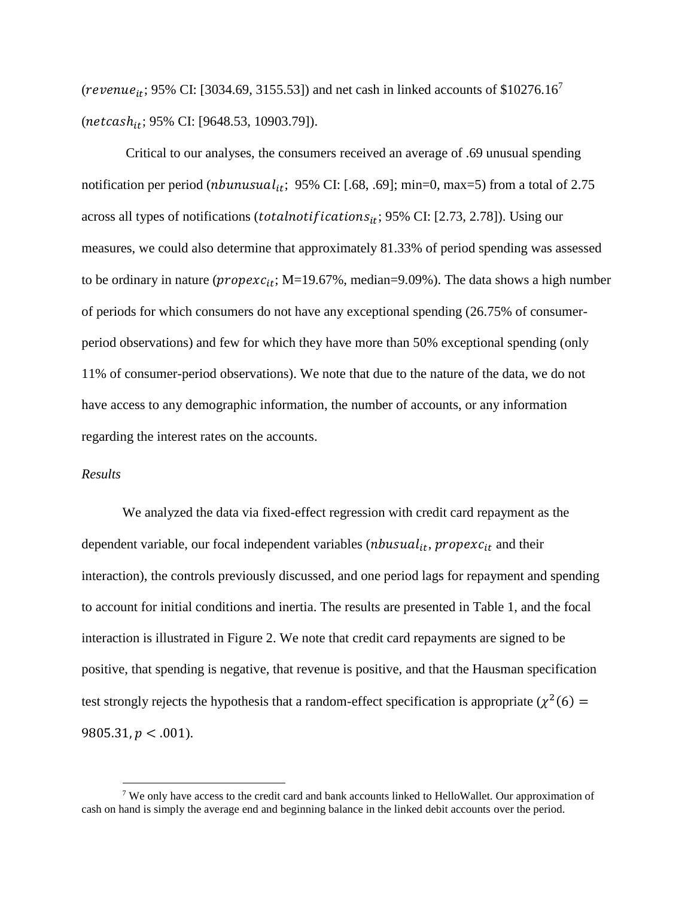($revenue_{it}$; 95% CI: [3034.69, 3155.53]) and net cash in linked accounts of $10276.16[7] ($netcash_{it}$; 95% CI: [9648.53, 10903.79]).

Critical to our analyses, the consumers received an average of .69 unusual spending notification per period ($nbunusual_{it}$; 95% CI: [.68, .69]; min=0, max=5) from a total of 2.75 across all types of notifications ($totalnotifications_{it}$; 95% CI: [2.73, 2.78]). Using our measures, we could also determine that approximately 81.33% of period spending was assessed to be ordinary in nature ($propexc_{it}$; M=19.67%, median=9.09%). The data shows a high number of periods for which consumers do not have any exceptional spending (26.75% of consumer-period observations) and few for which they have more than 50% exceptional spending (only 11% of consumer-period observations). We note that due to the nature of the data, we do not have access to any demographic information, the number of accounts, or any information regarding the interest rates on the accounts.

*Results*

We analyzed the data via fixed-effect regression with credit card repayment as the dependent variable, our focal independent variables ($nbusual_{it}$, $propexc_{it}$ and their interaction), the controls previously discussed, and one period lags for repayment and spending to account for initial conditions and inertia. The results are presented in Table 1, and the focal interaction is illustrated in Figure 2. We note that credit card repayments are signed to be positive, that spending is negative, that revenue is positive, and that the Hausman specification test strongly rejects the hypothesis that a random-effect specification is appropriate ($\chi^2(6) = 9805.31, p < .001$).

[7] We only have access to the credit card and bank accounts linked to HelloWallet. Our approximation of cash on hand is simply the average end and beginning balance in the linked debit accounts over the period.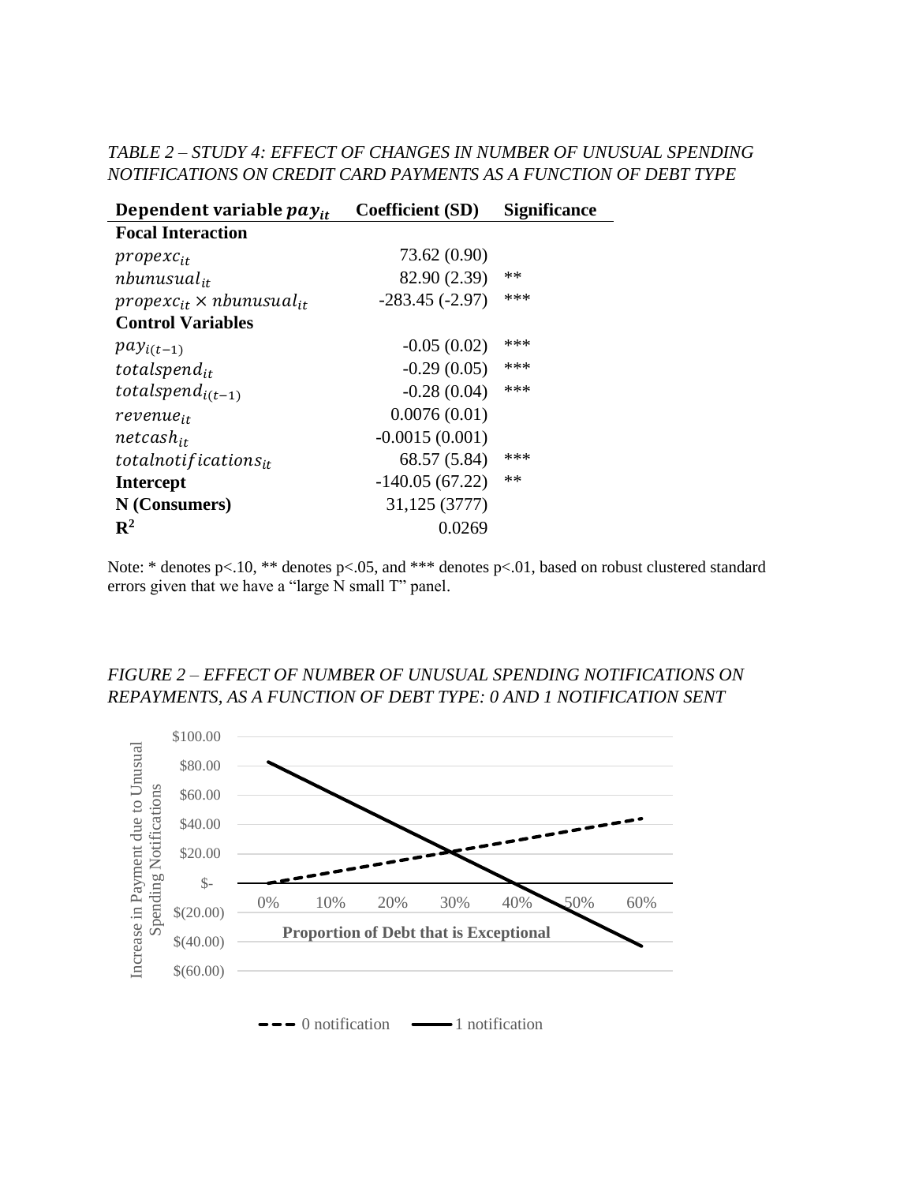*TABLE 2 – STUDY 4: EFFECT OF CHANGES IN NUMBER OF UNUSUAL SPENDING NOTIFICATIONS ON CREDIT CARD PAYMENTS AS A FUNCTION OF DEBT TYPE*

| Dependent variable $pay_{it}$ | Coefficient (SD) | Significance |
|---|---|---|
| **Focal Interaction** | | |
| $propexc_{it}$ | 73.62 (0.90) | |
| $nbunusual_{it}$ | 82.90 (2.39) | ** |
| $propexc_{it} \times nbunusual_{it}$ | -283.45 (-2.97) | *** |
| **Control Variables** | | |
| $pay_{i(t-1)}$ | -0.05 (0.02) | *** |
| $totalspend_{it}$ | -0.29 (0.05) | *** |
| $totalspend_{i(t-1)}$ | -0.28 (0.04) | *** |
| $revenue_{it}$ | 0.0076 (0.01) | |
| $netcash_{it}$ | -0.0015 (0.001) | |
| $totalnotifications_{it}$ | 68.57 (5.84) | *** |
| **Intercept** | -140.05 (67.22) | ** |
| **N (Consumers)** | 31,125 (3777) | |
| $\mathbf{R^2}$ | 0.0269 | |

Note: * denotes p<.10, ** denotes p<.05, and *** denotes p<.01, based on robust clustered standard errors given that we have a "large N small T" panel.

*FIGURE 2 – EFFECT OF NUMBER OF UNUSUAL SPENDING NOTIFICATIONS ON REPAYMENTS, AS A FUNCTION OF DEBT TYPE: 0 AND 1 NOTIFICATION SENT*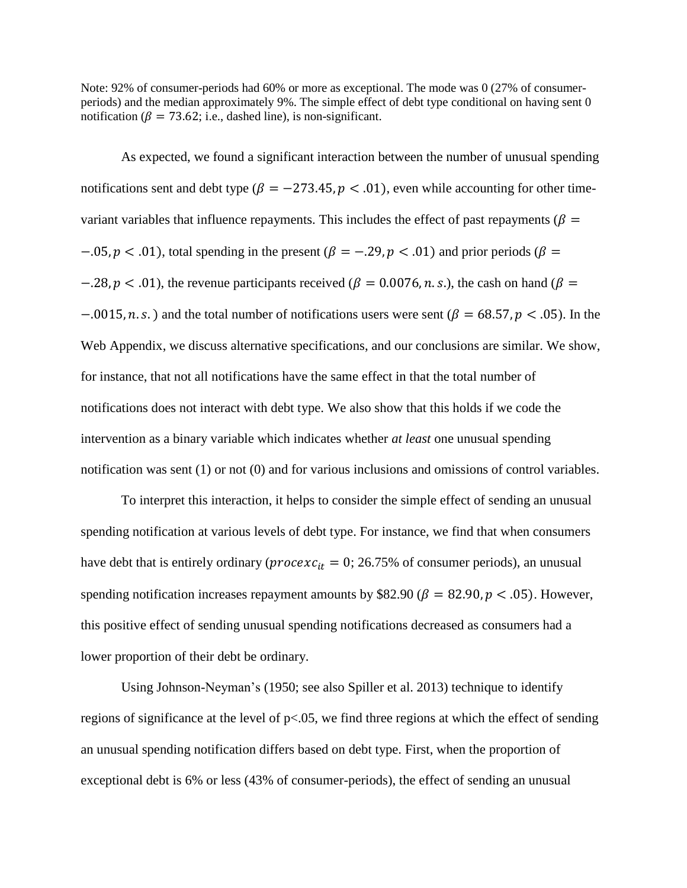Note: 92% of consumer-periods had 60% or more as exceptional. The mode was 0 (27% of consumer-periods) and the median approximately 9%. The simple effect of debt type conditional on having sent 0 notification ($\beta = 73.62$; i.e., dashed line), is non-significant.

As expected, we found a significant interaction between the number of unusual spending notifications sent and debt type ($\beta = -273.45, p < .01$), even while accounting for other time-variant variables that influence repayments. This includes the effect of past repayments ($\beta = -.05, p < .01$), total spending in the present ($\beta = -.29, p < .01$) and prior periods ($\beta = -.28, p < .01$), the revenue participants received ($\beta = 0.0076, n.s.$), the cash on hand ($\beta = -.0015, n.s.$) and the total number of notifications users were sent ($\beta = 68.57, p < .05$). In the Web Appendix, we discuss alternative specifications, and our conclusions are similar. We show, for instance, that not all notifications have the same effect in that the total number of notifications does not interact with debt type. We also show that this holds if we code the intervention as a binary variable which indicates whether *at least* one unusual spending notification was sent (1) or not (0) and for various inclusions and omissions of control variables.

To interpret this interaction, it helps to consider the simple effect of sending an unusual spending notification at various levels of debt type. For instance, we find that when consumers have debt that is entirely ordinary ($procexc_{it} = 0$; 26.75% of consumer periods), an unusual spending notification increases repayment amounts by \$82.90 ($\beta = 82.90, p < .05$). However, this positive effect of sending unusual spending notifications decreased as consumers had a lower proportion of their debt be ordinary.

Using Johnson-Neyman's (1950; see also Spiller et al. 2013) technique to identify regions of significance at the level of p<.05, we find three regions at which the effect of sending an unusual spending notification differs based on debt type. First, when the proportion of exceptional debt is 6% or less (43% of consumer-periods), the effect of sending an unusual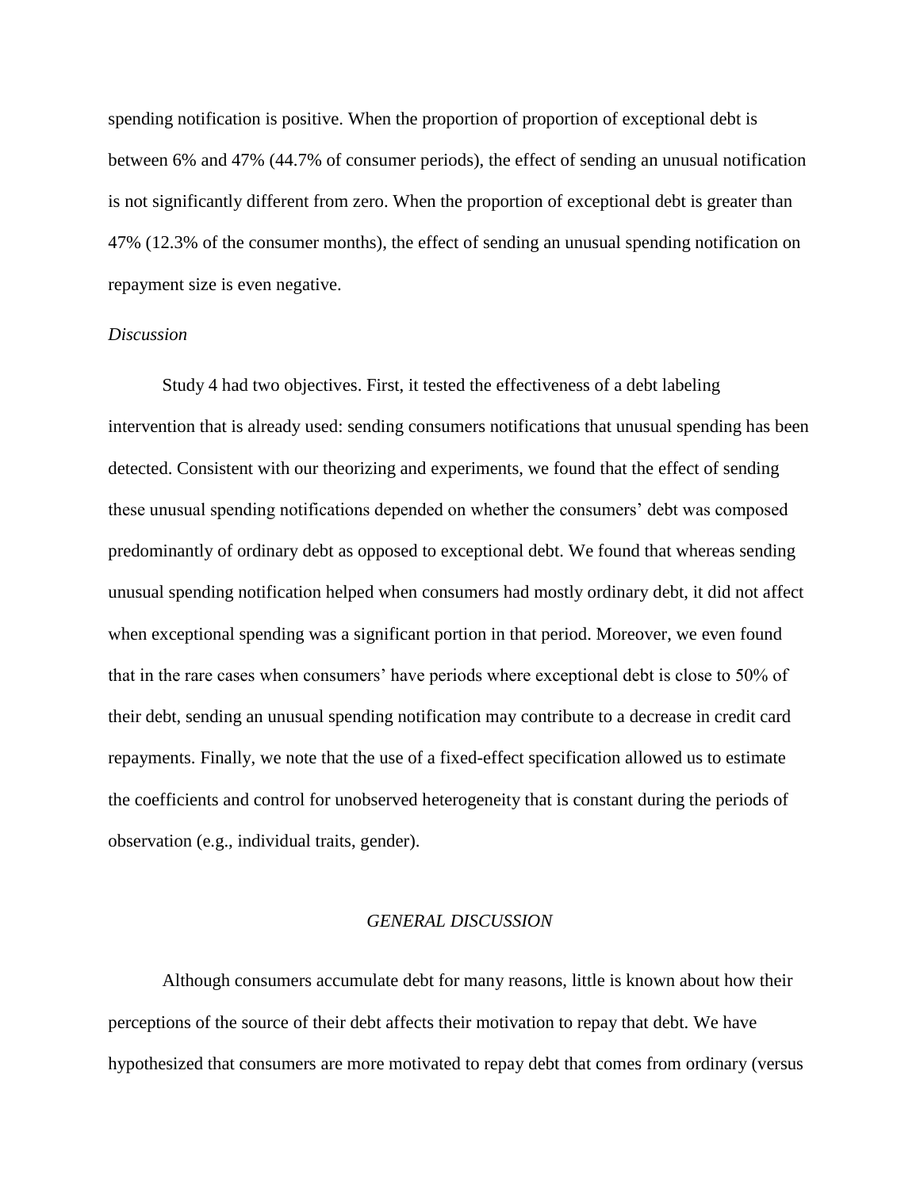spending notification is positive. When the proportion of proportion of exceptional debt is between 6% and 47% (44.7% of consumer periods), the effect of sending an unusual notification is not significantly different from zero. When the proportion of exceptional debt is greater than 47% (12.3% of the consumer months), the effect of sending an unusual spending notification on repayment size is even negative.

*Discussion*

Study 4 had two objectives. First, it tested the effectiveness of a debt labeling intervention that is already used: sending consumers notifications that unusual spending has been detected. Consistent with our theorizing and experiments, we found that the effect of sending these unusual spending notifications depended on whether the consumers' debt was composed predominantly of ordinary debt as opposed to exceptional debt. We found that whereas sending unusual spending notification helped when consumers had mostly ordinary debt, it did not affect when exceptional spending was a significant portion in that period. Moreover, we even found that in the rare cases when consumers' have periods where exceptional debt is close to 50% of their debt, sending an unusual spending notification may contribute to a decrease in credit card repayments. Finally, we note that the use of a fixed-effect specification allowed us to estimate the coefficients and control for unobserved heterogeneity that is constant during the periods of observation (e.g., individual traits, gender).

## *GENERAL DISCUSSION*

Although consumers accumulate debt for many reasons, little is known about how their perceptions of the source of their debt affects their motivation to repay that debt. We have hypothesized that consumers are more motivated to repay debt that comes from ordinary (versus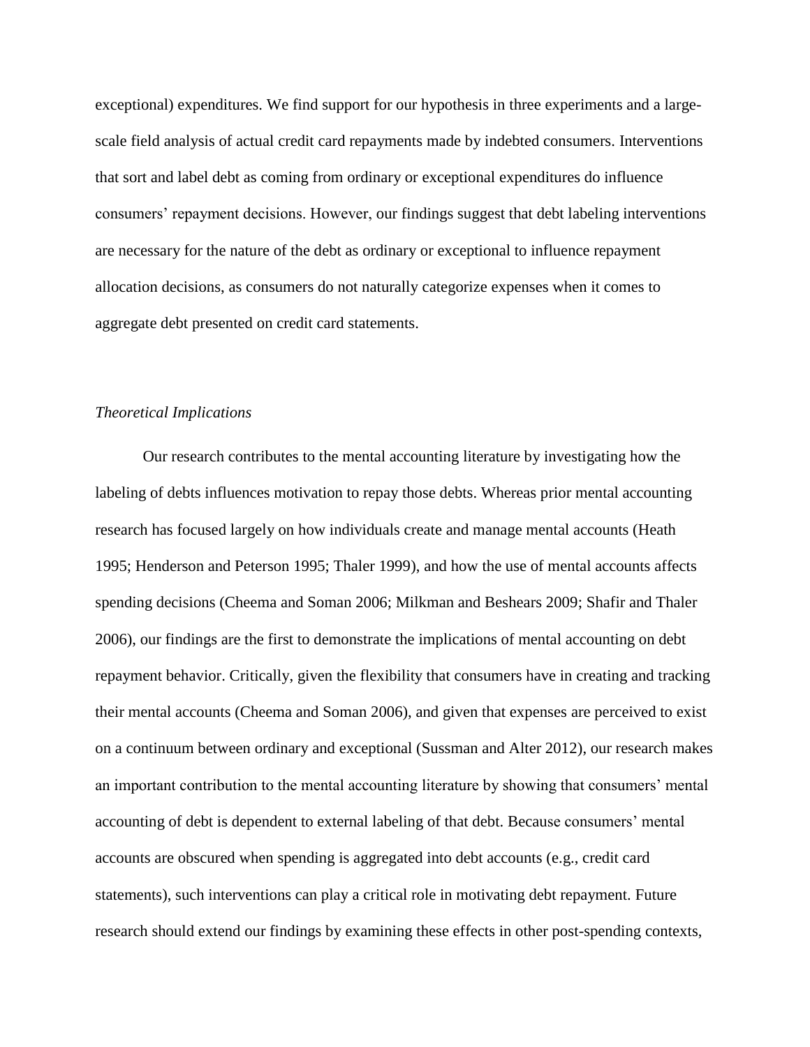exceptional) expenditures. We find support for our hypothesis in three experiments and a large-scale field analysis of actual credit card repayments made by indebted consumers. Interventions that sort and label debt as coming from ordinary or exceptional expenditures do influence consumers' repayment decisions. However, our findings suggest that debt labeling interventions are necessary for the nature of the debt as ordinary or exceptional to influence repayment allocation decisions, as consumers do not naturally categorize expenses when it comes to aggregate debt presented on credit card statements.

*Theoretical Implications*

Our research contributes to the mental accounting literature by investigating how the labeling of debts influences motivation to repay those debts. Whereas prior mental accounting research has focused largely on how individuals create and manage mental accounts (Heath 1995; Henderson and Peterson 1995; Thaler 1999), and how the use of mental accounts affects spending decisions (Cheema and Soman 2006; Milkman and Beshears 2009; Shafir and Thaler 2006), our findings are the first to demonstrate the implications of mental accounting on debt repayment behavior. Critically, given the flexibility that consumers have in creating and tracking their mental accounts (Cheema and Soman 2006), and given that expenses are perceived to exist on a continuum between ordinary and exceptional (Sussman and Alter 2012), our research makes an important contribution to the mental accounting literature by showing that consumers' mental accounting of debt is dependent to external labeling of that debt. Because consumers' mental accounts are obscured when spending is aggregated into debt accounts (e.g., credit card statements), such interventions can play a critical role in motivating debt repayment. Future research should extend our findings by examining these effects in other post-spending contexts,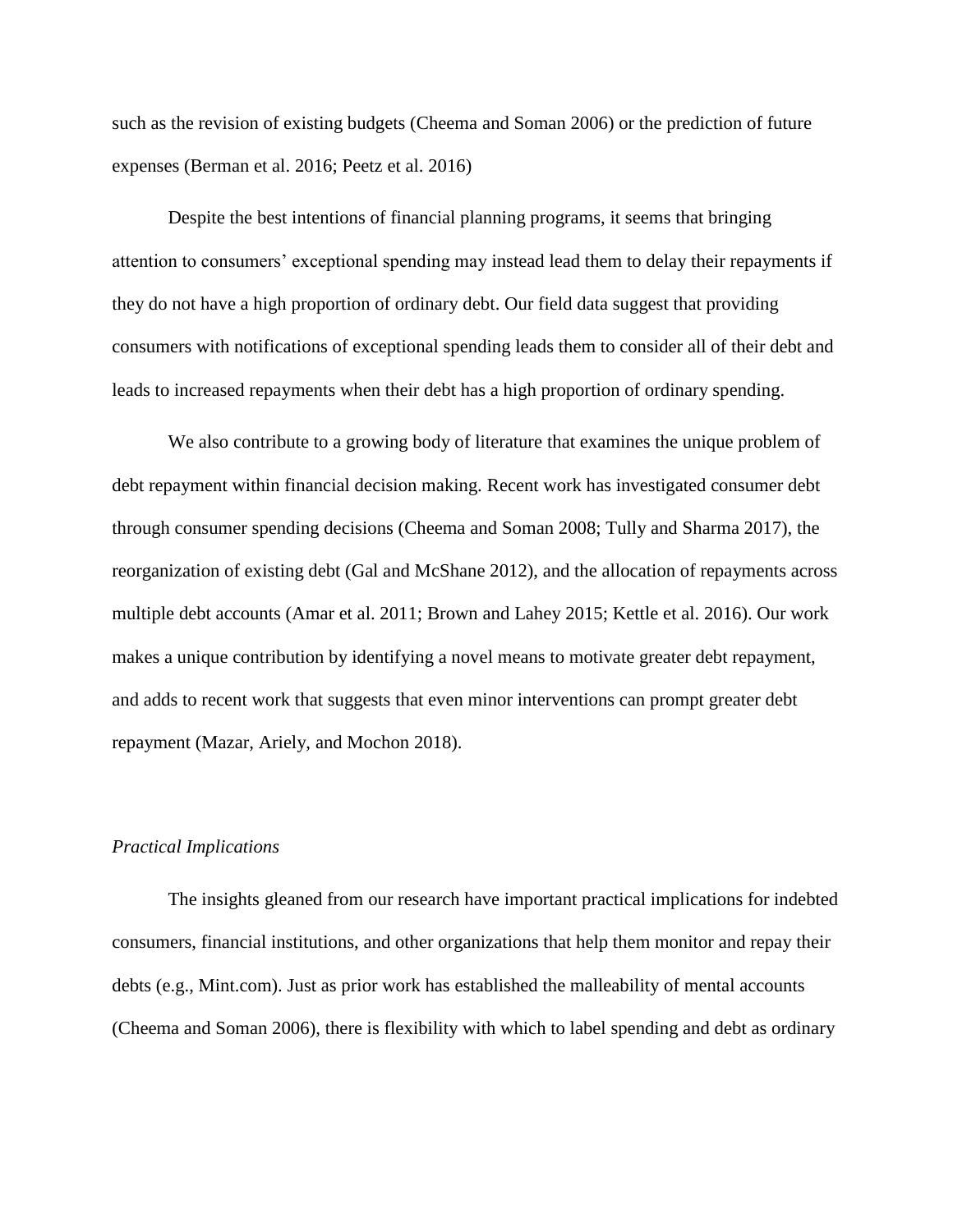such as the revision of existing budgets (Cheema and Soman 2006) or the prediction of future expenses (Berman et al. 2016; Peetz et al. 2016)

Despite the best intentions of financial planning programs, it seems that bringing attention to consumers' exceptional spending may instead lead them to delay their repayments if they do not have a high proportion of ordinary debt. Our field data suggest that providing consumers with notifications of exceptional spending leads them to consider all of their debt and leads to increased repayments when their debt has a high proportion of ordinary spending.

We also contribute to a growing body of literature that examines the unique problem of debt repayment within financial decision making. Recent work has investigated consumer debt through consumer spending decisions (Cheema and Soman 2008; Tully and Sharma 2017), the reorganization of existing debt (Gal and McShane 2012), and the allocation of repayments across multiple debt accounts (Amar et al. 2011; Brown and Lahey 2015; Kettle et al. 2016). Our work makes a unique contribution by identifying a novel means to motivate greater debt repayment, and adds to recent work that suggests that even minor interventions can prompt greater debt repayment (Mazar, Ariely, and Mochon 2018).

*Practical Implications*

The insights gleaned from our research have important practical implications for indebted consumers, financial institutions, and other organizations that help them monitor and repay their debts (e.g., Mint.com). Just as prior work has established the malleability of mental accounts (Cheema and Soman 2006), there is flexibility with which to label spending and debt as ordinary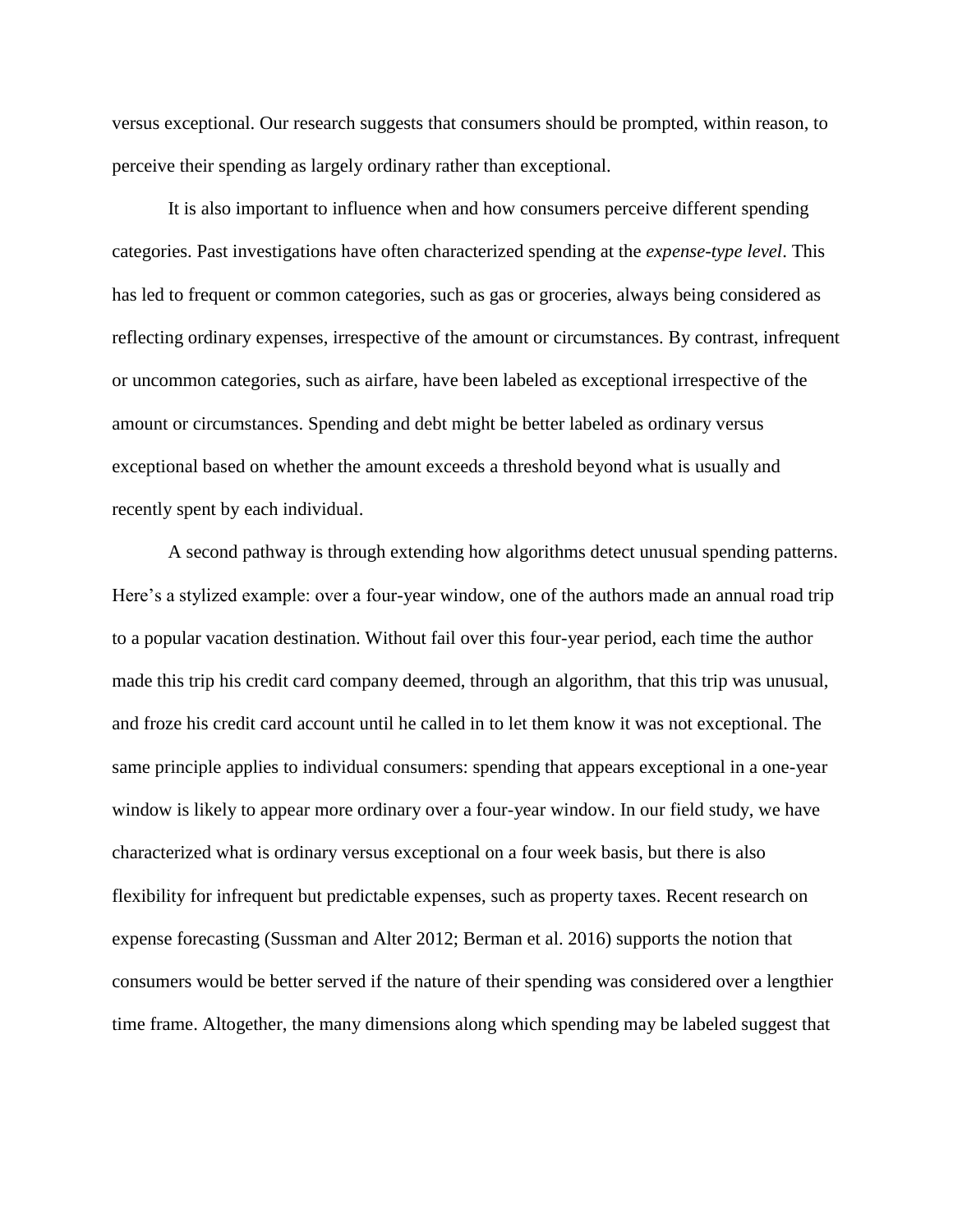versus exceptional. Our research suggests that consumers should be prompted, within reason, to perceive their spending as largely ordinary rather than exceptional.

It is also important to influence when and how consumers perceive different spending categories. Past investigations have often characterized spending at the *expense-type level*. This has led to frequent or common categories, such as gas or groceries, always being considered as reflecting ordinary expenses, irrespective of the amount or circumstances. By contrast, infrequent or uncommon categories, such as airfare, have been labeled as exceptional irrespective of the amount or circumstances. Spending and debt might be better labeled as ordinary versus exceptional based on whether the amount exceeds a threshold beyond what is usually and recently spent by each individual.

A second pathway is through extending how algorithms detect unusual spending patterns. Here's a stylized example: over a four-year window, one of the authors made an annual road trip to a popular vacation destination. Without fail over this four-year period, each time the author made this trip his credit card company deemed, through an algorithm, that this trip was unusual, and froze his credit card account until he called in to let them know it was not exceptional. The same principle applies to individual consumers: spending that appears exceptional in a one-year window is likely to appear more ordinary over a four-year window. In our field study, we have characterized what is ordinary versus exceptional on a four week basis, but there is also flexibility for infrequent but predictable expenses, such as property taxes. Recent research on expense forecasting (Sussman and Alter 2012; Berman et al. 2016) supports the notion that consumers would be better served if the nature of their spending was considered over a lengthier time frame. Altogether, the many dimensions along which spending may be labeled suggest that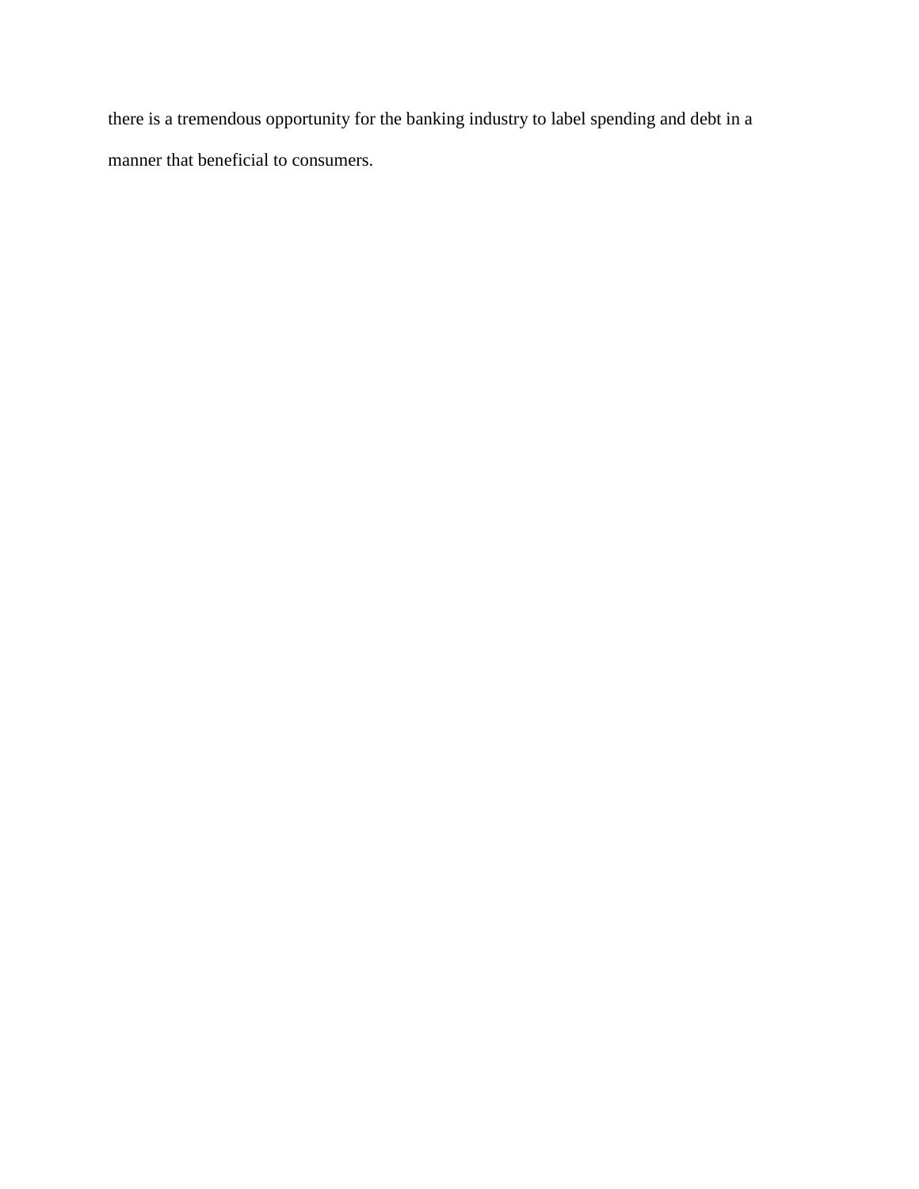there is a tremendous opportunity for the banking industry to label spending and debt in a manner that beneficial to consumers.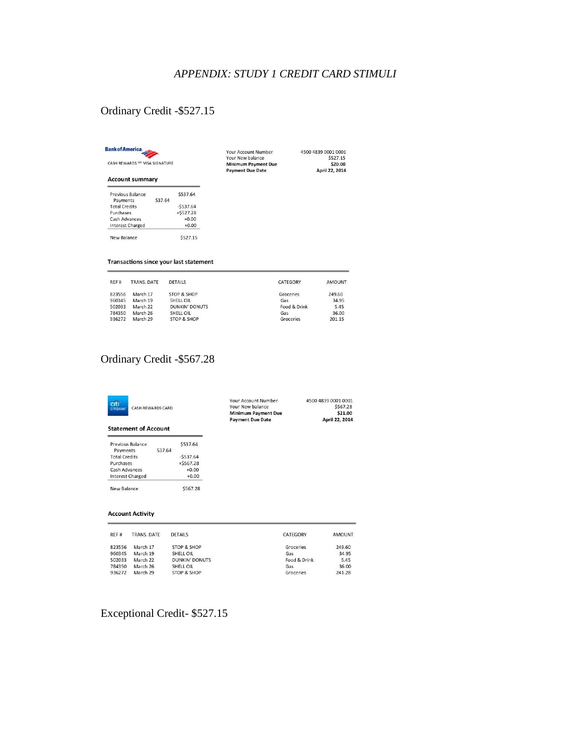*APPENDIX: STUDY 1 CREDIT CARD STIMULI*

Ordinary Credit -$527.15

**Bank of America**

CASH REWARDS SM VISA SIGNATURE

| | |
|---|---|
| Your Account Number | 4500 4839 0001 0001 |
| Your New balance | $527.15 |
| **Minimum Payment Due** | **$20.00** |
| **Payment Due Date** | **April 22, 2014** |

**Account summary**

| | | |
|---|---|---|
| Previous Balance | | $537.64 |
| Payments | 537.64 | |
| Total Credits | | -$537.64 |
| Purchases | | +$527.28 |
| Cash Advances | | +0.00 |
| Interest Charged | | +0.00 |
| New Balance | | $527.15 |

**Transactions since your last statement**

| REF # | TRANS. DATE | DETAILS | CATEGORY | AMOUNT |
|---|---|---|---|---|
| 823556 | March 17 | STOP & SHOP | Groceries | 249.60 |
| 960345 | March 19 | SHELL OIL | Gas | 34.95 |
| 502033 | March 22 | DUNKIN' DONUTS | Food & Drink | 5.45 |
| 784350 | March 26 | SHELL OIL | Gas | 36.00 |
| 936272 | March 29 | STOP & SHOP | Groceries | 201.15 |

Ordinary Credit -$567.28

**citi** CITIBANK CASH REWARDS CARD

| | |
|---|---|
| Your Account Number | 4500 4839 0001 0001 |
| Your New balance | $567.28 |
| **Minimum Payment Due** | **$21.00** |
| **Payment Due Date** | **April 22, 2014** |

**Statement of Account**

| | | |
|---|---|---|
| Previous Balance | | $537.64 |
| Payments | 537.64 | |
| Total Credits | | -$537.64 |
| Purchases | | +$567.28 |
| Cash Advances | | +0.00 |
| Interest Charged | | +0.00 |
| New Balance | | $567.28 |

**Account Activity**

| REF # | TRANS. DATE | DETAILS | CATEGORY | AMOUNT |
|---|---|---|---|---|
| 823556 | March 17 | STOP & SHOP | Groceries | 249.60 |
| 960345 | March 19 | SHELL OIL | Gas | 34.95 |
| 502033 | March 22 | DUNKIN' DONUTS | Food & Drink | 5.45 |
| 784350 | March 26 | SHELL OIL | Gas | 36.00 |
| 936272 | March 29 | STOP & SHOP | Groceries | 241.28 |

Exceptional Credit- $527.15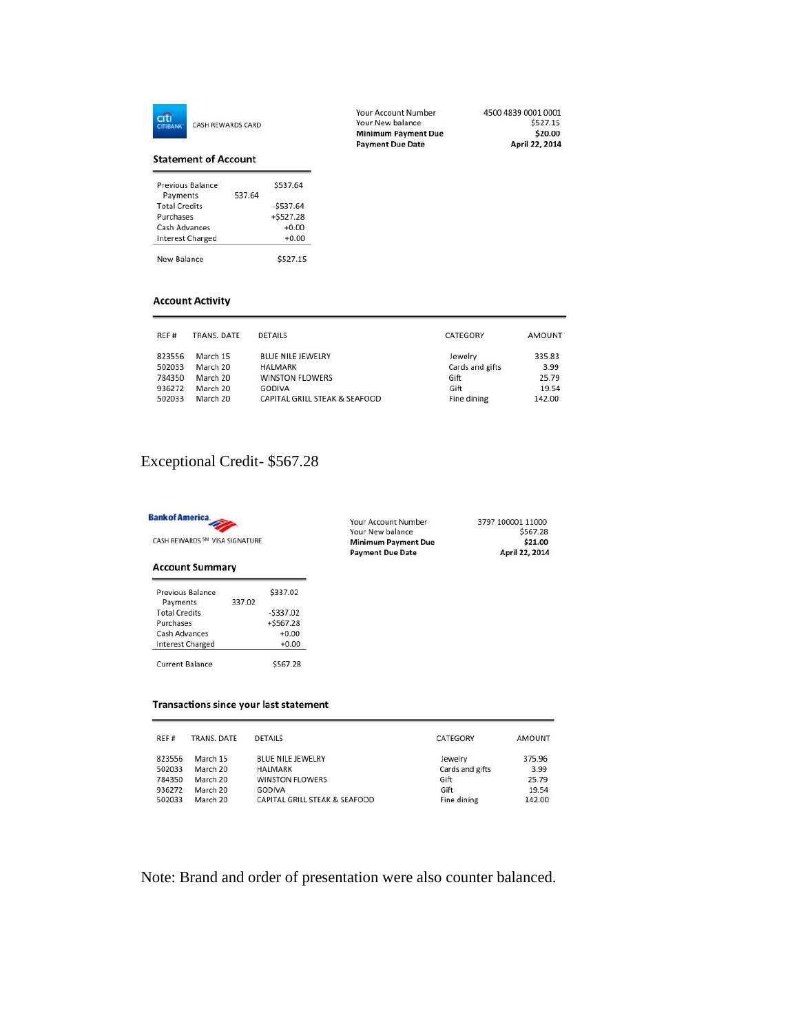CITI CITIBANK CASH REWARDS CARD

| | |
|---|---|
| Your Account Number | 4500 4839 0001 0001 |
| Your New balance | $527.15 |
| **Minimum Payment Due** | **$20.00** |
| **Payment Due Date** | **April 22, 2014** |

**Statement of Account**

| | | |
|---|---|---|
| Previous Balance | | $537.64 |
| Payments | 537.64 | |
| Total Credits | | -$537.64 |
| Purchases | | +$527.28 |
| Cash Advances | | +0.00 |
| Interest Charged | | +0.00 |
| New Balance | | $527.15 |

**Account Activity**

| REF # | TRANS. DATE | DETAILS | CATEGORY | AMOUNT |
|---|---|---|---|---|
| 823556 | March 15 | BLUE NILE JEWELRY | Jewelry | 335.83 |
| 502033 | March 20 | HALMARK | Cards and gifts | 3.99 |
| 784350 | March 20 | WINSTON FLOWERS | Gift | 25.79 |
| 936272 | March 20 | GODIVA | Gift | 19.54 |
| 502033 | March 20 | CAPITAL GRILL STEAK & SEAFOOD | Fine dining | 142.00 |

Exceptional Credit- $567.28

Bank of America

CASH REWARDS SM VISA SIGNATURE

| | |
|---|---|
| Your Account Number | 3797 100001 11000 |
| Your New balance | $567.28 |
| **Minimum Payment Due** | **$21.00** |
| **Payment Due Date** | **April 22, 2014** |

**Account Summary**

| | | |
|---|---|---|
| Previous Balance | | $337.02 |
| Payments | 337.02 | |
| Total Credits | | -$337.02 |
| Purchases | | +$567.28 |
| Cash Advances | | +0.00 |
| Interest Charged | | +0.00 |
| Current Balance | | $567.28 |

**Transactions since your last statement**

| REF # | TRANS. DATE | DETAILS | CATEGORY | AMOUNT |
|---|---|---|---|---|
| 823556 | March 15 | BLUE NILE JEWELRY | Jewelry | 375.96 |
| 502033 | March 20 | HALMARK | Cards and gifts | 3.99 |
| 784350 | March 20 | WINSTON FLOWERS | Gift | 25.79 |
| 936272 | March 20 | GODIVA | Gift | 19.54 |
| 502033 | March 20 | CAPITAL GRILL STEAK & SEAFOOD | Fine dining | 142.00 |

Note: Brand and order of presentation were also counter balanced.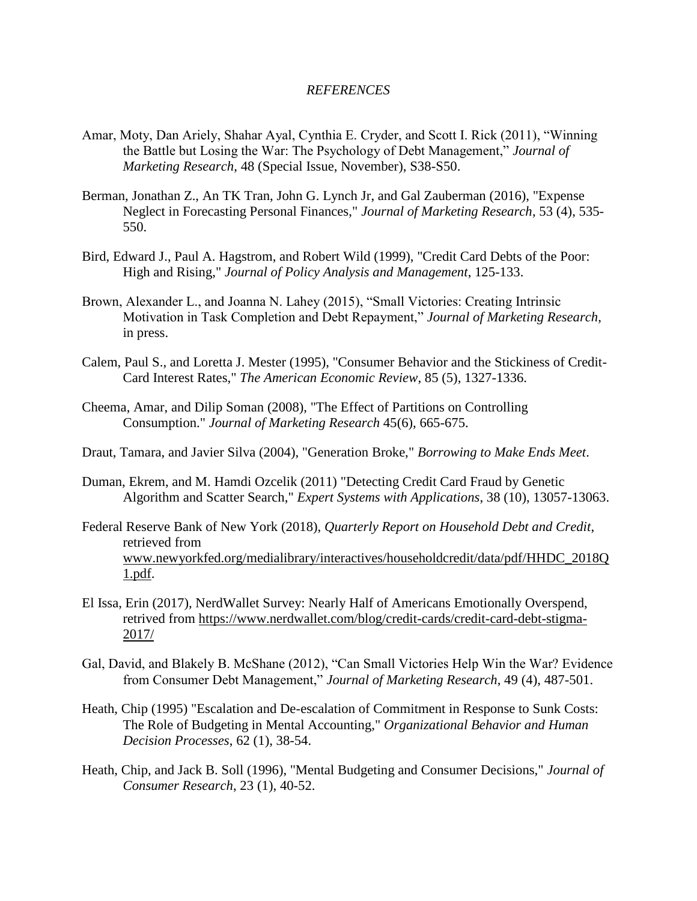## *REFERENCES*

Amar, Moty, Dan Ariely, Shahar Ayal, Cynthia E. Cryder, and Scott I. Rick (2011), "Winning the Battle but Losing the War: The Psychology of Debt Management," *Journal of Marketing Research*, 48 (Special Issue, November), S38-S50.

Berman, Jonathan Z., An TK Tran, John G. Lynch Jr, and Gal Zauberman (2016), "Expense Neglect in Forecasting Personal Finances," *Journal of Marketing Research*, 53 (4), 535-550.

Bird, Edward J., Paul A. Hagstrom, and Robert Wild (1999), "Credit Card Debts of the Poor: High and Rising," *Journal of Policy Analysis and Management*, 125-133.

Brown, Alexander L., and Joanna N. Lahey (2015), "Small Victories: Creating Intrinsic Motivation in Task Completion and Debt Repayment," *Journal of Marketing Research*, in press.

Calem, Paul S., and Loretta J. Mester (1995), "Consumer Behavior and the Stickiness of Credit-Card Interest Rates," *The American Economic Review*, 85 (5), 1327-1336.

Cheema, Amar, and Dilip Soman (2008), "The Effect of Partitions on Controlling Consumption." *Journal of Marketing Research* 45(6), 665-675.

Draut, Tamara, and Javier Silva (2004), "Generation Broke," *Borrowing to Make Ends Meet*.

Duman, Ekrem, and M. Hamdi Ozcelik (2011) "Detecting Credit Card Fraud by Genetic Algorithm and Scatter Search," *Expert Systems with Applications*, 38 (10), 13057-13063.

Federal Reserve Bank of New York (2018), *Quarterly Report on Household Debt and Credit*, retrieved from www.newyorkfed.org/medialibrary/interactives/householdcredit/data/pdf/HHDC_2018Q1.pdf.

El Issa, Erin (2017), NerdWallet Survey: Nearly Half of Americans Emotionally Overspend, retrived from https://www.nerdwallet.com/blog/credit-cards/credit-card-debt-stigma-2017/

Gal, David, and Blakely B. McShane (2012), "Can Small Victories Help Win the War? Evidence from Consumer Debt Management," *Journal of Marketing Research*, 49 (4), 487-501.

Heath, Chip (1995) "Escalation and De-escalation of Commitment in Response to Sunk Costs: The Role of Budgeting in Mental Accounting," *Organizational Behavior and Human Decision Processes*, 62 (1), 38-54.

Heath, Chip, and Jack B. Soll (1996), "Mental Budgeting and Consumer Decisions," *Journal of Consumer Research*, 23 (1), 40-52.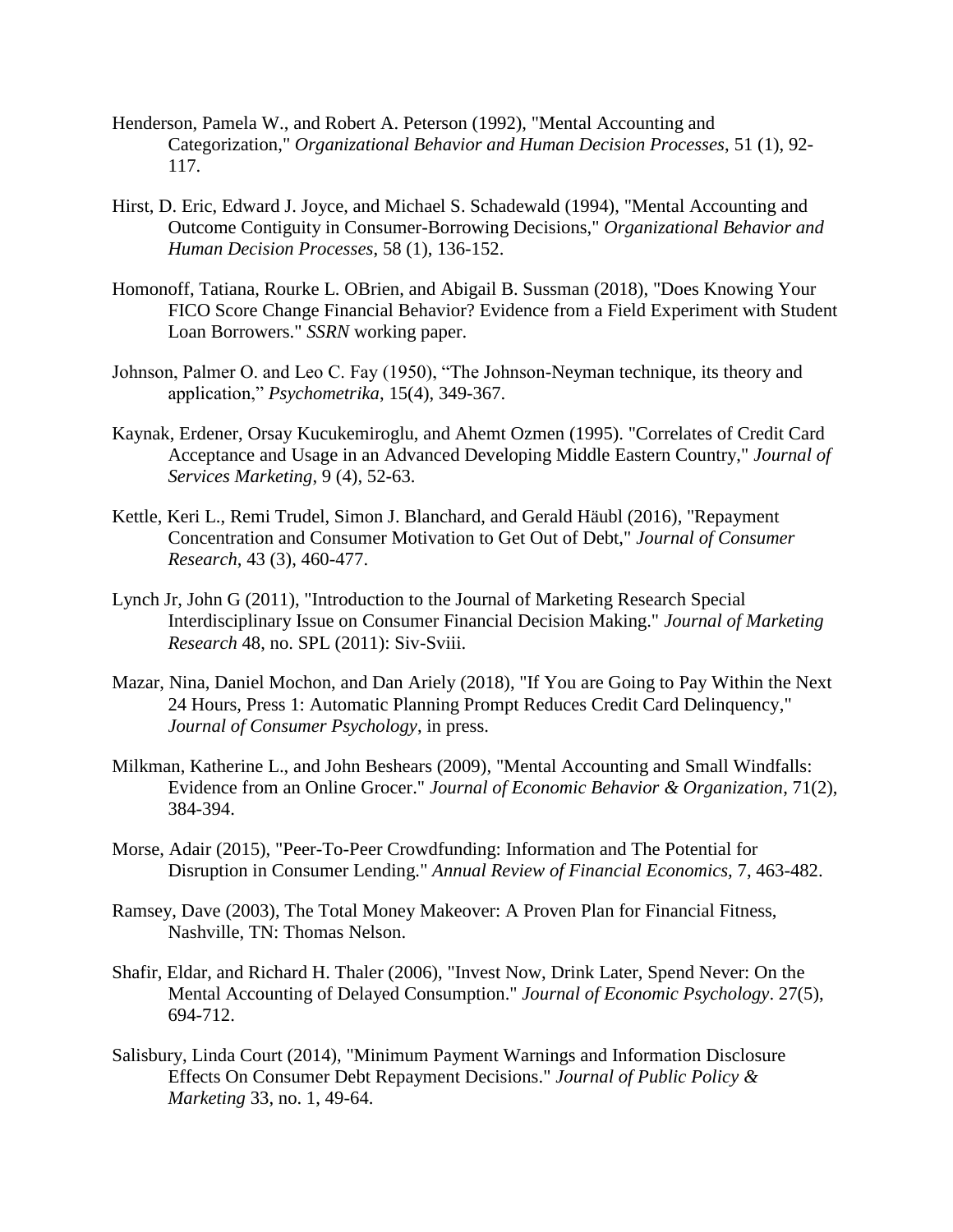Henderson, Pamela W., and Robert A. Peterson (1992), "Mental Accounting and Categorization," *Organizational Behavior and Human Decision Processes*, 51 (1), 92-117.

Hirst, D. Eric, Edward J. Joyce, and Michael S. Schadewald (1994), "Mental Accounting and Outcome Contiguity in Consumer-Borrowing Decisions," *Organizational Behavior and Human Decision Processes*, 58 (1), 136-152.

Homonoff, Tatiana, Rourke L. OBrien, and Abigail B. Sussman (2018), "Does Knowing Your FICO Score Change Financial Behavior? Evidence from a Field Experiment with Student Loan Borrowers." *SSRN* working paper.

Johnson, Palmer O. and Leo C. Fay (1950), "The Johnson-Neyman technique, its theory and application," *Psychometrika*, 15(4), 349-367.

Kaynak, Erdener, Orsay Kucukemiroglu, and Ahemt Ozmen (1995). "Correlates of Credit Card Acceptance and Usage in an Advanced Developing Middle Eastern Country," *Journal of Services Marketing*, 9 (4), 52-63.

Kettle, Keri L., Remi Trudel, Simon J. Blanchard, and Gerald Häubl (2016), "Repayment Concentration and Consumer Motivation to Get Out of Debt," *Journal of Consumer Research*, 43 (3), 460-477.

Lynch Jr, John G (2011), "Introduction to the Journal of Marketing Research Special Interdisciplinary Issue on Consumer Financial Decision Making." *Journal of Marketing Research* 48, no. SPL (2011): Siv-Sviii.

Mazar, Nina, Daniel Mochon, and Dan Ariely (2018), "If You are Going to Pay Within the Next 24 Hours, Press 1: Automatic Planning Prompt Reduces Credit Card Delinquency," *Journal of Consumer Psychology*, in press.

Milkman, Katherine L., and John Beshears (2009), "Mental Accounting and Small Windfalls: Evidence from an Online Grocer." *Journal of Economic Behavior & Organization*, 71(2), 384-394.

Morse, Adair (2015), "Peer-To-Peer Crowdfunding: Information and The Potential for Disruption in Consumer Lending." *Annual Review of Financial Economics,* 7, 463-482.

Ramsey, Dave (2003), The Total Money Makeover: A Proven Plan for Financial Fitness, Nashville, TN: Thomas Nelson.

Shafir, Eldar, and Richard H. Thaler (2006), "Invest Now, Drink Later, Spend Never: On the Mental Accounting of Delayed Consumption." *Journal of Economic Psychology*. 27(5), 694-712.

Salisbury, Linda Court (2014), "Minimum Payment Warnings and Information Disclosure Effects On Consumer Debt Repayment Decisions." *Journal of Public Policy & Marketing* 33, no. 1, 49-64.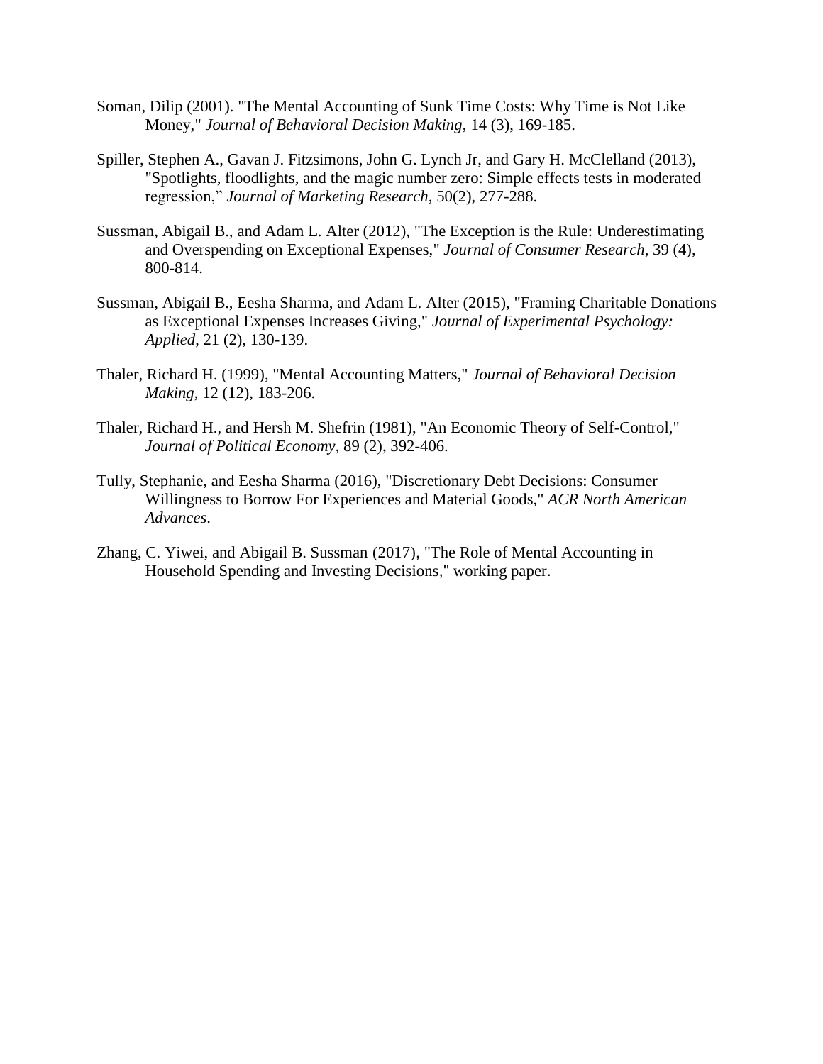Soman, Dilip (2001). "The Mental Accounting of Sunk Time Costs: Why Time is Not Like Money," *Journal of Behavioral Decision Making*, 14 (3), 169-185.

Spiller, Stephen A., Gavan J. Fitzsimons, John G. Lynch Jr, and Gary H. McClelland (2013), "Spotlights, floodlights, and the magic number zero: Simple effects tests in moderated regression," *Journal of Marketing Research*, 50(2), 277-288.

Sussman, Abigail B., and Adam L. Alter (2012), "The Exception is the Rule: Underestimating and Overspending on Exceptional Expenses," *Journal of Consumer Research*, 39 (4), 800-814.

Sussman, Abigail B., Eesha Sharma, and Adam L. Alter (2015), "Framing Charitable Donations as Exceptional Expenses Increases Giving," *Journal of Experimental Psychology: Applied*, 21 (2), 130-139.

Thaler, Richard H. (1999), "Mental Accounting Matters," *Journal of Behavioral Decision Making*, 12 (12), 183-206.

Thaler, Richard H., and Hersh M. Shefrin (1981), "An Economic Theory of Self-Control," *Journal of Political Economy*, 89 (2), 392-406.

Tully, Stephanie, and Eesha Sharma (2016), "Discretionary Debt Decisions: Consumer Willingness to Borrow For Experiences and Material Goods," *ACR North American Advances*.

Zhang, C. Yiwei, and Abigail B. Sussman (2017), "The Role of Mental Accounting in Household Spending and Investing Decisions," working paper.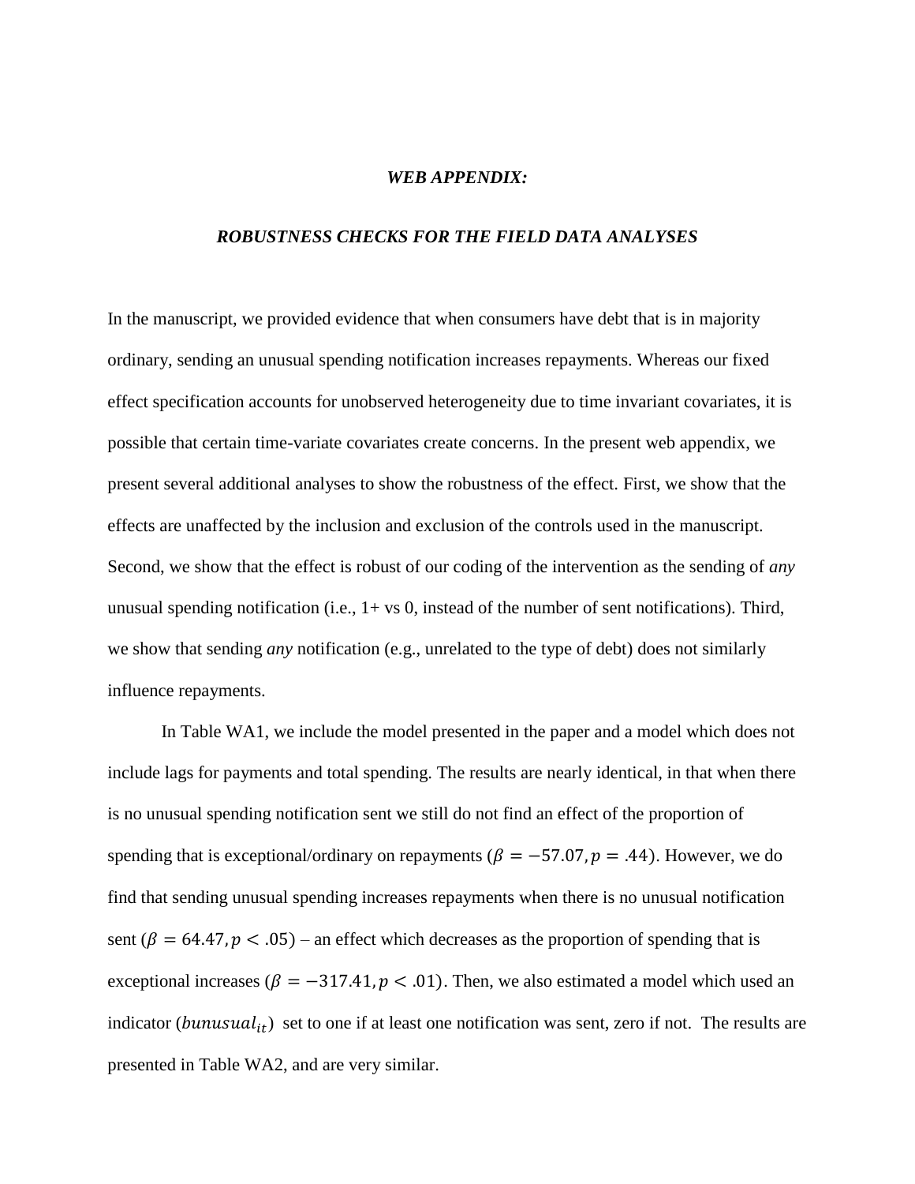# *WEB APPENDIX:*

## *ROBUSTNESS CHECKS FOR THE FIELD DATA ANALYSES*

In the manuscript, we provided evidence that when consumers have debt that is in majority ordinary, sending an unusual spending notification increases repayments. Whereas our fixed effect specification accounts for unobserved heterogeneity due to time invariant covariates, it is possible that certain time-variate covariates create concerns. In the present web appendix, we present several additional analyses to show the robustness of the effect. First, we show that the effects are unaffected by the inclusion and exclusion of the controls used in the manuscript. Second, we show that the effect is robust of our coding of the intervention as the sending of *any* unusual spending notification (i.e., 1+ vs 0, instead of the number of sent notifications). Third, we show that sending *any* notification (e.g., unrelated to the type of debt) does not similarly influence repayments.

In Table WA1, we include the model presented in the paper and a model which does not include lags for payments and total spending. The results are nearly identical, in that when there is no unusual spending notification sent we still do not find an effect of the proportion of spending that is exceptional/ordinary on repayments ($\beta = -57.07, p = .44$). However, we do find that sending unusual spending increases repayments when there is no unusual notification sent ($\beta = 64.47, p < .05$) – an effect which decreases as the proportion of spending that is exceptional increases ($\beta = -317.41, p < .01$). Then, we also estimated a model which used an indicator ($bunusual_{it}$) set to one if at least one notification was sent, zero if not. The results are presented in Table WA2, and are very similar.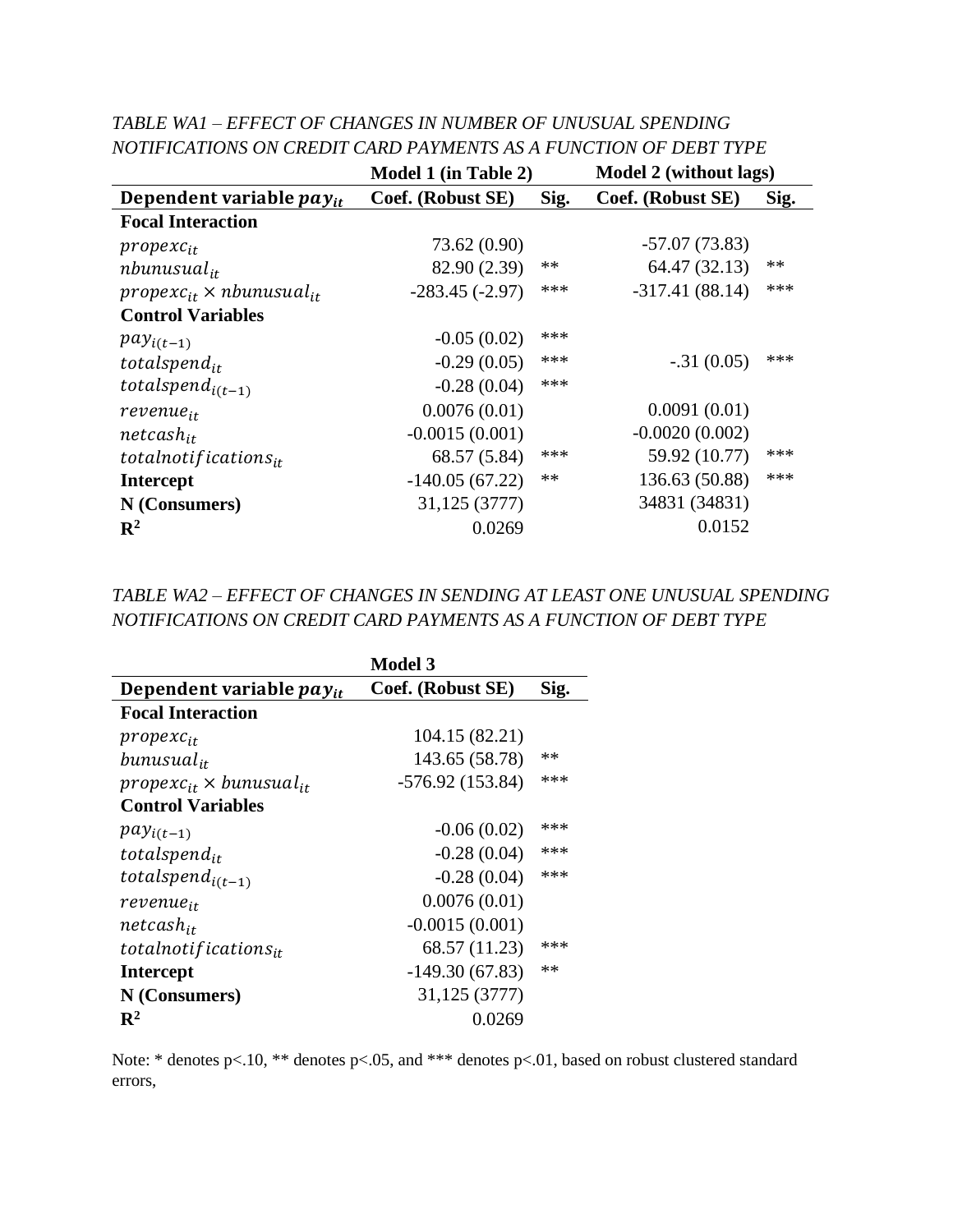*TABLE WA1 – EFFECT OF CHANGES IN NUMBER OF UNUSUAL SPENDING NOTIFICATIONS ON CREDIT CARD PAYMENTS AS A FUNCTION OF DEBT TYPE*

| | **Model 1 (in Table 2)** | | **Model 2 (without lags)** | |
|---|---|---|---|---|
| **Dependent variable $pay_{it}$** | **Coef. (Robust SE)** | **Sig.** | **Coef. (Robust SE)** | **Sig.** |
| **Focal Interaction** | | | | |
| $propexc_{it}$ | 73.62 (0.90) | | -57.07 (73.83) | |
| $nbunusual_{it}$ | 82.90 (2.39) | ** | 64.47 (32.13) | ** |
| $propexc_{it} \times nbunusual_{it}$ | -283.45 (-2.97) | *** | -317.41 (88.14) | *** |
| **Control Variables** | | | | |
| $pay_{i(t-1)}$ | -0.05 (0.02) | *** | | |
| $totalspend_{it}$ | -0.29 (0.05) | *** | -.31 (0.05) | *** |
| $totalspend_{i(t-1)}$ | -0.28 (0.04) | *** | | |
| $revenue_{it}$ | 0.0076 (0.01) | | 0.0091 (0.01) | |
| $netcash_{it}$ | -0.0015 (0.001) | | -0.0020 (0.002) | |
| $totalnotifications_{it}$ | 68.57 (5.84) | *** | 59.92 (10.77) | *** |
| **Intercept** | -140.05 (67.22) | ** | 136.63 (50.88) | *** |
| **N (Consumers)** | 31,125 (3777) | | 34831 (34831) | |
| $\mathbf{R^2}$ | 0.0269 | | 0.0152 | |

*TABLE WA2 – EFFECT OF CHANGES IN SENDING AT LEAST ONE UNUSUAL SPENDING NOTIFICATIONS ON CREDIT CARD PAYMENTS AS A FUNCTION OF DEBT TYPE*

| | **Model 3** | |
|---|---|---|
| **Dependent variable $pay_{it}$** | **Coef. (Robust SE)** | **Sig.** |
| **Focal Interaction** | | |
| $propexc_{it}$ | 104.15 (82.21) | |
| $bunusual_{it}$ | 143.65 (58.78) | ** |
| $propexc_{it} \times bunusual_{it}$ | -576.92 (153.84) | *** |
| **Control Variables** | | |
| $pay_{i(t-1)}$ | -0.06 (0.02) | *** |
| $totalspend_{it}$ | -0.28 (0.04) | *** |
| $totalspend_{i(t-1)}$ | -0.28 (0.04) | *** |
| $revenue_{it}$ | 0.0076 (0.01) | |
| $netcash_{it}$ | -0.0015 (0.001) | |
| $totalnotifications_{it}$ | 68.57 (11.23) | *** |
| **Intercept** | -149.30 (67.83) | ** |
| **N (Consumers)** | 31,125 (3777) | |
| $\mathbf{R^2}$ | 0.0269 | |

Note: * denotes p<.10, ** denotes p<.05, and *** denotes p<.01, based on robust clustered standard errors,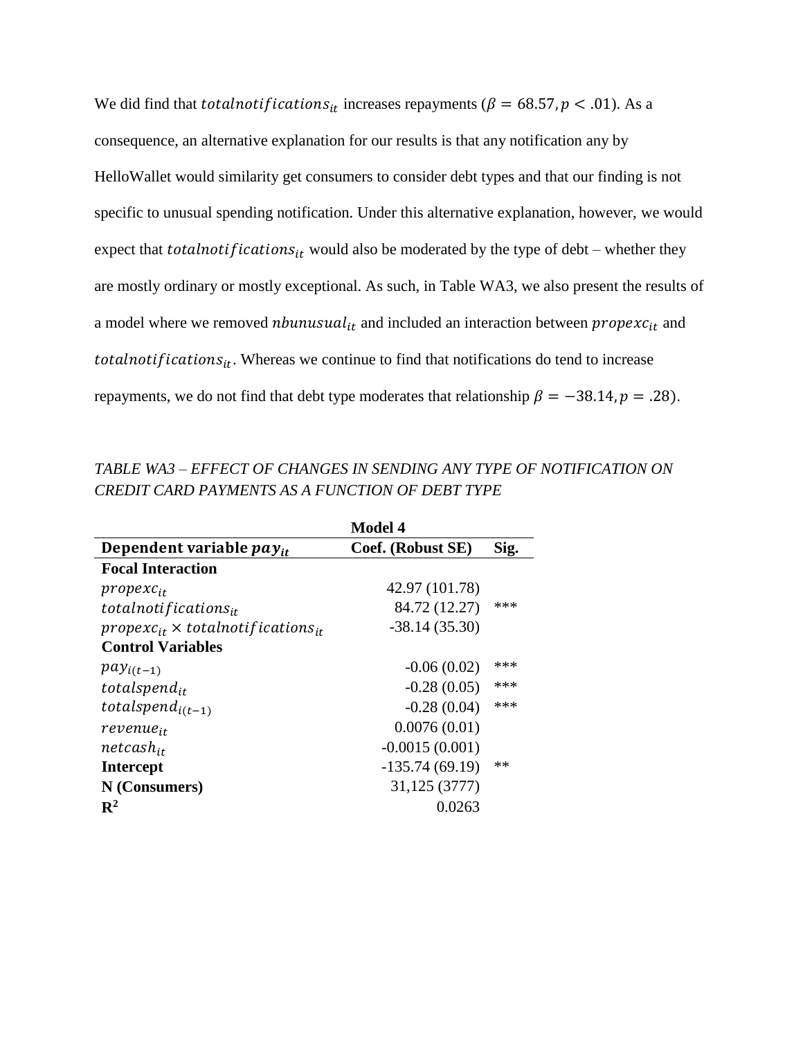We did find that $totalnotifications_{it}$ increases repayments ($\beta = 68.57, p < .01$). As a consequence, an alternative explanation for our results is that any notification any by HelloWallet would similarity get consumers to consider debt types and that our finding is not specific to unusual spending notification. Under this alternative explanation, however, we would expect that $totalnotifications_{it}$ would also be moderated by the type of debt – whether they are mostly ordinary or mostly exceptional. As such, in Table WA3, we also present the results of a model where we removed $nbunusual_{it}$ and included an interaction between $propexc_{it}$ and $totalnotifications_{it}$. Whereas we continue to find that notifications do tend to increase repayments, we do not find that debt type moderates that relationship $\beta = -38.14, p = .28$).

*TABLE WA3 – EFFECT OF CHANGES IN SENDING ANY TYPE OF NOTIFICATION ON CREDIT CARD PAYMENTS AS A FUNCTION OF DEBT TYPE*

| | Model 4 | |
|---|---|---|
| **Dependent variable $pay_{it}$** | **Coef. (Robust SE)** | **Sig.** |
| **Focal Interaction** | | |
| $propexc_{it}$ | 42.97 (101.78) | |
| $totalnotifications_{it}$ | 84.72 (12.27) | *** |
| $propexc_{it} \times totalnotifications_{it}$ | -38.14 (35.30) | |
| **Control Variables** | | |
| $pay_{i(t-1)}$ | -0.06 (0.02) | *** |
| $totalspend_{it}$ | -0.28 (0.05) | *** |
| $totalspend_{i(t-1)}$ | -0.28 (0.04) | *** |
| $revenue_{it}$ | 0.0076 (0.01) | |
| $netcash_{it}$ | -0.0015 (0.001) | |
| **Intercept** | -135.74 (69.19) | ** |
| **N (Consumers)** | 31,125 (3777) | |
| $\mathbf{R^2}$ | 0.0263 | |